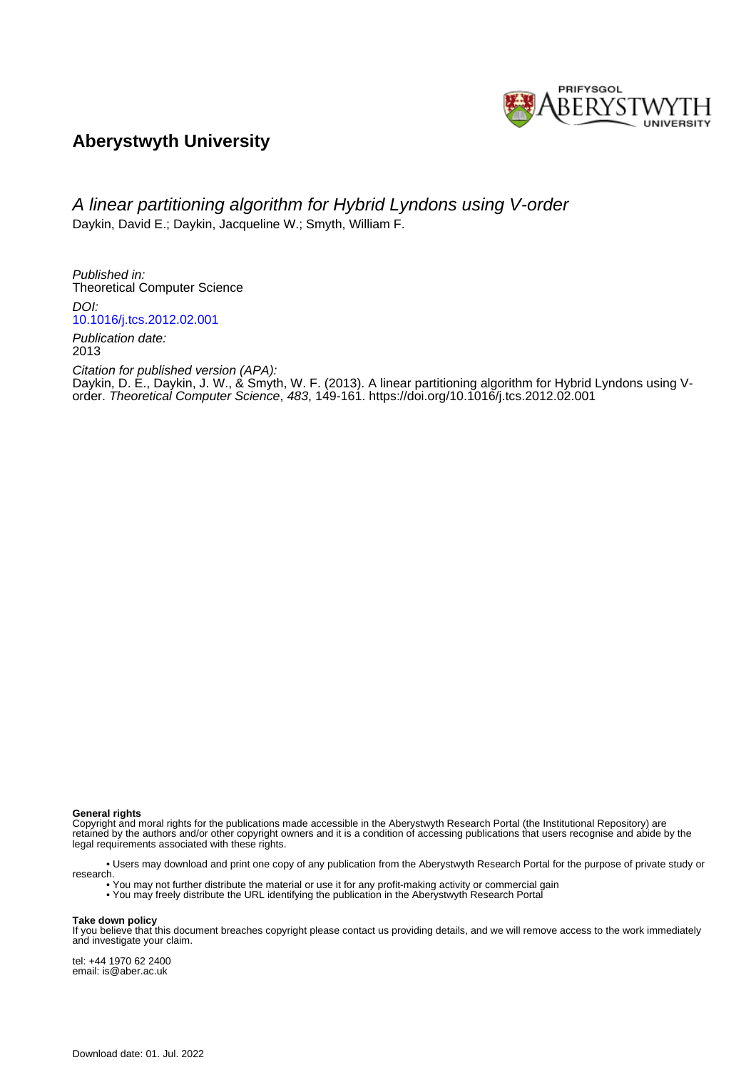## Aberystwyth University

# A linear partitioning algorithm for Hybrid Lyndons using V-order

Daykin, David E.; Daykin, Jacqueline W.; Smyth, William F.

*Published in:*
Theoretical Computer Science

*DOI:*
10.1016/j.tcs.2012.02.001

*Publication date:*
2013

*Citation for published version (APA):*
Daykin, D. E., Daykin, J. W., & Smyth, W. F. (2013). A linear partitioning algorithm for Hybrid Lyndons using V-order. *Theoretical Computer Science*, *483*, 149-161. https://doi.org/10.1016/j.tcs.2012.02.001

**General rights**
Copyright and moral rights for the publications made accessible in the Aberystwyth Research Portal (the Institutional Repository) are retained by the authors and/or other copyright owners and it is a condition of accessing publications that users recognise and abide by the legal requirements associated with these rights.

- Users may download and print one copy of any publication from the Aberystwyth Research Portal for the purpose of private study or research.
- You may not further distribute the material or use it for any profit-making activity or commercial gain
- You may freely distribute the URL identifying the publication in the Aberystwyth Research Portal

**Take down policy**
If you believe that this document breaches copyright please contact us providing details, and we will remove access to the work immediately and investigate your claim.

tel: +44 1970 62 2400
email: is@aber.ac.uk

Download date: 01. Jul. 2022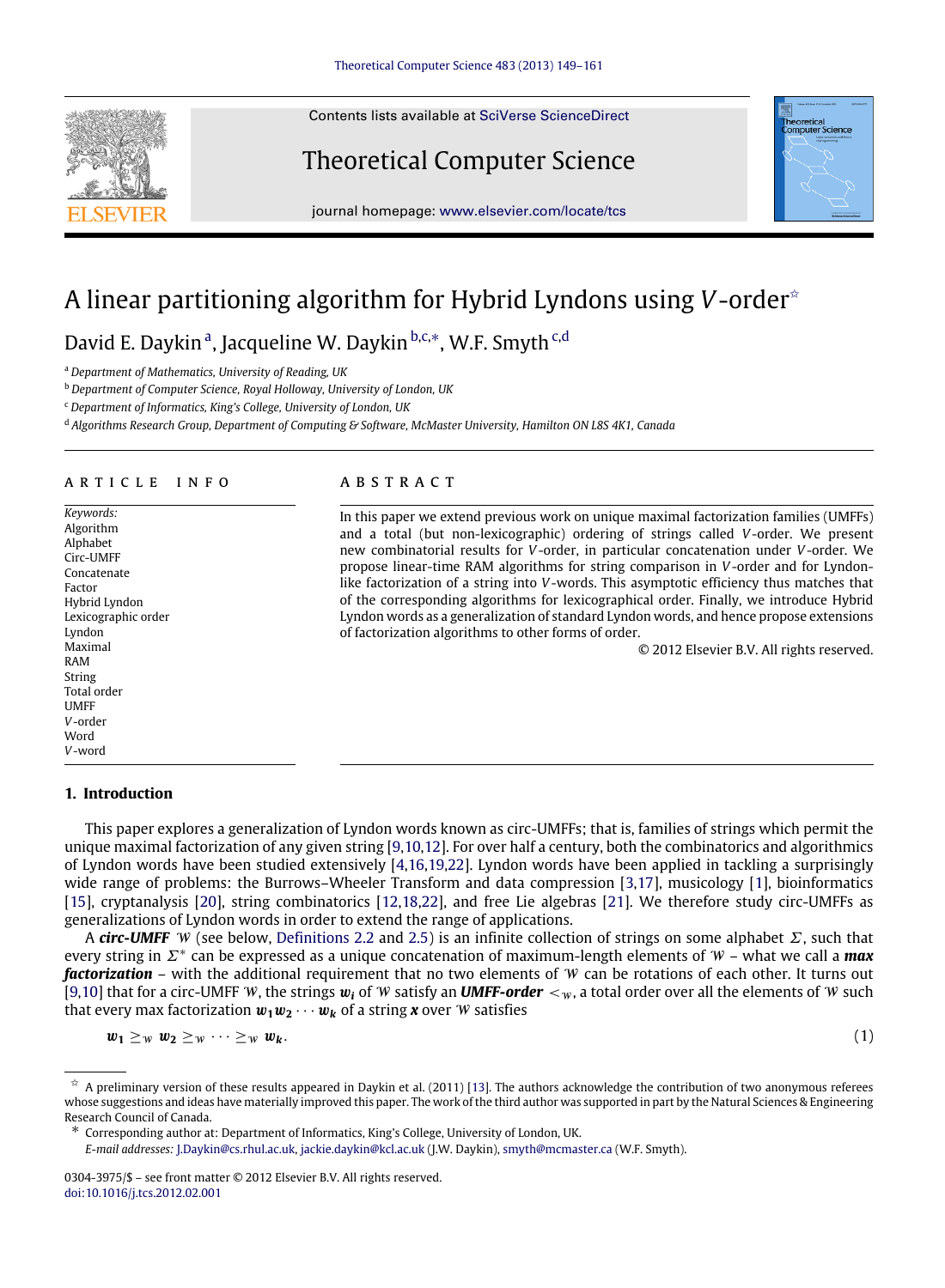# A linear partitioning algorithm for Hybrid Lyndons using $V$-order[☆]

David E. Daykin[a], Jacqueline W. Daykin[b,c,*], W.F. Smyth[c,d]

[a] *Department of Mathematics, University of Reading, UK*

[b] *Department of Computer Science, Royal Holloway, University of London, UK*

[c] *Department of Informatics, King's College, University of London, UK*

[d] *Algorithms Research Group, Department of Computing & Software, McMaster University, Hamilton ON L8S 4K1, Canada*

## ARTICLE INFO

*Keywords:*
Algorithm
Alphabet
Circ-UMFF
Concatenate
Factor
Hybrid Lyndon
Lexicographic order
Lyndon
Maximal
RAM
String
Total order
UMFF
$V$-order
Word
$V$-word

## ABSTRACT

In this paper we extend previous work on unique maximal factorization families (UMFFs) and a total (but non-lexicographic) ordering of strings called $V$-order. We present new combinatorial results for $V$-order, in particular concatenation under $V$-order. We propose linear-time RAM algorithms for string comparison in $V$-order and for Lyndon-like factorization of a string into $V$-words. This asymptotic efficiency thus matches that of the corresponding algorithms for lexicographical order. Finally, we introduce Hybrid Lyndon words as a generalization of standard Lyndon words, and hence propose extensions of factorization algorithms to other forms of order.

© 2012 Elsevier B.V. All rights reserved.

## 1. Introduction

This paper explores a generalization of Lyndon words known as circ-UMFFs; that is, families of strings which permit the unique maximal factorization of any given string [9,10,12]. For over half a century, both the combinatorics and algorithmics of Lyndon words have been studied extensively [4,16,19,22]. Lyndon words have been applied in tackling a surprisingly wide range of problems: the Burrows–Wheeler Transform and data compression [3,17], musicology [1], bioinformatics [15], cryptanalysis [20], string combinatorics [12,18,22], and free Lie algebras [21]. We therefore study circ-UMFFs as generalizations of Lyndon words in order to extend the range of applications.

A ***circ-UMFF*** $\mathcal{W}$ (see below, Definitions 2.2 and 2.5) is an infinite collection of strings on some alphabet $\Sigma$, such that every string in $\Sigma^*$ can be expressed as a unique concatenation of maximum-length elements of $\mathcal{W}$ – what we call a ***max factorization*** – with the additional requirement that no two elements of $\mathcal{W}$ can be rotations of each other. It turns out [9,10] that for a circ-UMFF $\mathcal{W}$, the strings $\boldsymbol{w_i}$ of $\mathcal{W}$ satisfy an ***UMFF-order*** $<_{\mathcal{W}}$, a total order over all the elements of $\mathcal{W}$ such that every max factorization $\boldsymbol{w_1 w_2 \cdots w_k}$ of a string $\boldsymbol{x}$ over $\mathcal{W}$ satisfies

$$\boldsymbol{w_1} \geq_{\mathcal{W}} \boldsymbol{w_2} \geq_{\mathcal{W}} \cdots \geq_{\mathcal{W}} \boldsymbol{w_k}. \tag{1}$$

---

☆ A preliminary version of these results appeared in Daykin et al. (2011) [13]. The authors acknowledge the contribution of two anonymous referees whose suggestions and ideas have materially improved this paper. The work of the third author was supported in part by the Natural Sciences & Engineering Research Council of Canada.

\* Corresponding author at: Department of Informatics, King's College, University of London, UK.
*E-mail addresses:* J.Daykin@cs.rhul.ac.uk, jackie.daykin@kcl.ac.uk (J.W. Daykin), smyth@mcmaster.ca (W.F. Smyth).

0304-3975/$ – see front matter © 2012 Elsevier B.V. All rights reserved.
doi:10.1016/j.tcs.2012.02.001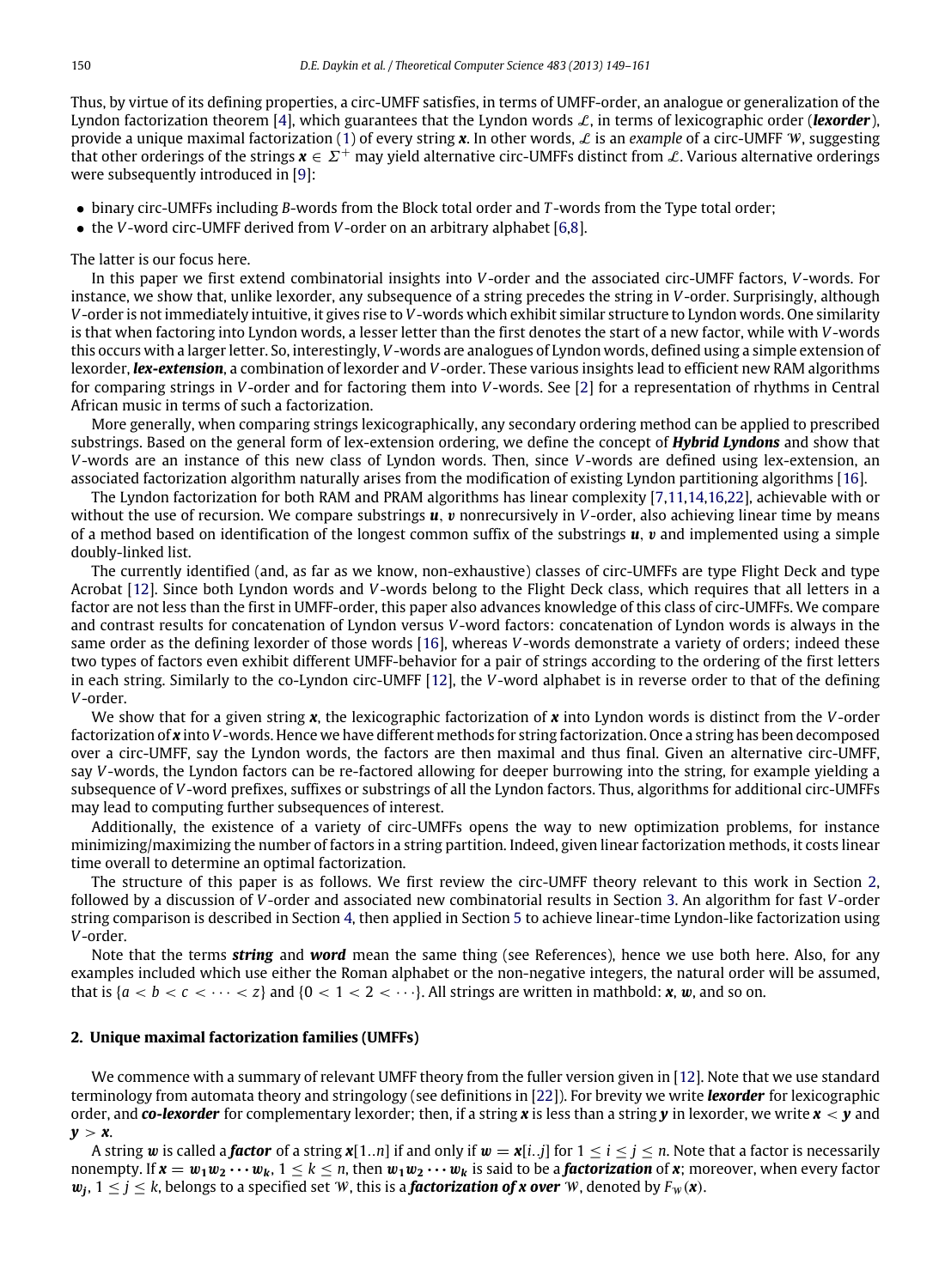Thus, by virtue of its defining properties, a circ-UMFF satisfies, in terms of UMFF-order, an analogue or generalization of the Lyndon factorization theorem [4], which guarantees that the Lyndon words $\mathcal{L}$, in terms of lexicographic order (***lexorder***), provide a unique maximal factorization (1) of every string $\boldsymbol{x}$. In other words, $\mathcal{L}$ is an *example* of a circ-UMFF $\mathcal{W}$, suggesting that other orderings of the strings $\boldsymbol{x} \in \Sigma^+$ may yield alternative circ-UMFFs distinct from $\mathcal{L}$. Various alternative orderings were subsequently introduced in [9]:

- binary circ-UMFFs including *B*-words from the Block total order and *T*-words from the Type total order;
- the *V*-word circ-UMFF derived from *V*-order on an arbitrary alphabet [6,8].

The latter is our focus here.

In this paper we first extend combinatorial insights into *V*-order and the associated circ-UMFF factors, *V*-words. For instance, we show that, unlike lexorder, any subsequence of a string precedes the string in *V*-order. Surprisingly, although *V*-order is not immediately intuitive, it gives rise to *V*-words which exhibit similar structure to Lyndon words. One similarity is that when factoring into Lyndon words, a lesser letter than the first denotes the start of a new factor, while with *V*-words this occurs with a larger letter. So, interestingly, *V*-words are analogues of Lyndon words, defined using a simple extension of lexorder, ***lex-extension***, a combination of lexorder and *V*-order. These various insights lead to efficient new RAM algorithms for comparing strings in *V*-order and for factoring them into *V*-words. See [2] for a representation of rhythms in Central African music in terms of such a factorization.

More generally, when comparing strings lexicographically, any secondary ordering method can be applied to prescribed substrings. Based on the general form of lex-extension ordering, we define the concept of ***Hybrid Lyndons*** and show that *V*-words are an instance of this new class of Lyndon words. Then, since *V*-words are defined using lex-extension, an associated factorization algorithm naturally arises from the modification of existing Lyndon partitioning algorithms [16].

The Lyndon factorization for both RAM and PRAM algorithms has linear complexity [7,11,14,16,22], achievable with or without the use of recursion. We compare substrings $\boldsymbol{u}$, $\boldsymbol{v}$ nonrecursively in *V*-order, also achieving linear time by means of a method based on identification of the longest common suffix of the substrings $\boldsymbol{u}$, $\boldsymbol{v}$ and implemented using a simple doubly-linked list.

The currently identified (and, as far as we know, non-exhaustive) classes of circ-UMFFs are type Flight Deck and type Acrobat [12]. Since both Lyndon words and *V*-words belong to the Flight Deck class, which requires that all letters in a factor are not less than the first in UMFF-order, this paper also advances knowledge of this class of circ-UMFFs. We compare and contrast results for concatenation of Lyndon versus *V*-word factors: concatenation of Lyndon words is always in the same order as the defining lexorder of those words [16], whereas *V*-words demonstrate a variety of orders; indeed these two types of factors even exhibit different UMFF-behavior for a pair of strings according to the ordering of the first letters in each string. Similarly to the co-Lyndon circ-UMFF [12], the *V*-word alphabet is in reverse order to that of the defining *V*-order.

We show that for a given string $\boldsymbol{x}$, the lexicographic factorization of $\boldsymbol{x}$ into Lyndon words is distinct from the *V*-order factorization of $\boldsymbol{x}$ into *V*-words. Hence we have different methods for string factorization. Once a string has been decomposed over a circ-UMFF, say the Lyndon words, the factors are then maximal and thus final. Given an alternative circ-UMFF, say *V*-words, the Lyndon factors can be re-factored allowing for deeper burrowing into the string, for example yielding a subsequence of *V*-word prefixes, suffixes or substrings of all the Lyndon factors. Thus, algorithms for additional circ-UMFFs may lead to computing further subsequences of interest.

Additionally, the existence of a variety of circ-UMFFs opens the way to new optimization problems, for instance minimizing/maximizing the number of factors in a string partition. Indeed, given linear factorization methods, it costs linear time overall to determine an optimal factorization.

The structure of this paper is as follows. We first review the circ-UMFF theory relevant to this work in Section 2, followed by a discussion of *V*-order and associated new combinatorial results in Section 3. An algorithm for fast *V*-order string comparison is described in Section 4, then applied in Section 5 to achieve linear-time Lyndon-like factorization using *V*-order.

Note that the terms ***string*** and ***word*** mean the same thing (see References), hence we use both here. Also, for any examples included which use either the Roman alphabet or the non-negative integers, the natural order will be assumed, that is $\{a < b < c < \cdots < z\}$ and $\{0 < 1 < 2 < \cdots\}$. All strings are written in mathbold: $\boldsymbol{x}$, $\boldsymbol{w}$, and so on.

## 2. Unique maximal factorization families (UMFFs)

We commence with a summary of relevant UMFF theory from the fuller version given in [12]. Note that we use standard terminology from automata theory and stringology (see definitions in [22]). For brevity we write ***lexorder*** for lexicographic order, and ***co-lexorder*** for complementary lexorder; then, if a string $\boldsymbol{x}$ is less than a string $\boldsymbol{y}$ in lexorder, we write $\boldsymbol{x} < \boldsymbol{y}$ and $\boldsymbol{y} > \boldsymbol{x}$.

A string $\boldsymbol{w}$ is called a ***factor*** of a string $\boldsymbol{x}[1..n]$ if and only if $\boldsymbol{w} = \boldsymbol{x}[i..j]$ for $1 \le i \le j \le n$. Note that a factor is necessarily nonempty. If $\boldsymbol{x} = \boldsymbol{w_1 w_2} \cdots \boldsymbol{w_k}$, $1 \le k \le n$, then $\boldsymbol{w_1 w_2} \cdots \boldsymbol{w_k}$ is said to be a ***factorization*** of $\boldsymbol{x}$; moreover, when every factor $\boldsymbol{w_j}$, $1 \le j \le k$, belongs to a specified set $\mathcal{W}$, this is a ***factorization of x over*** $\mathcal{W}$, denoted by $F_{\mathcal{W}}(\boldsymbol{x})$.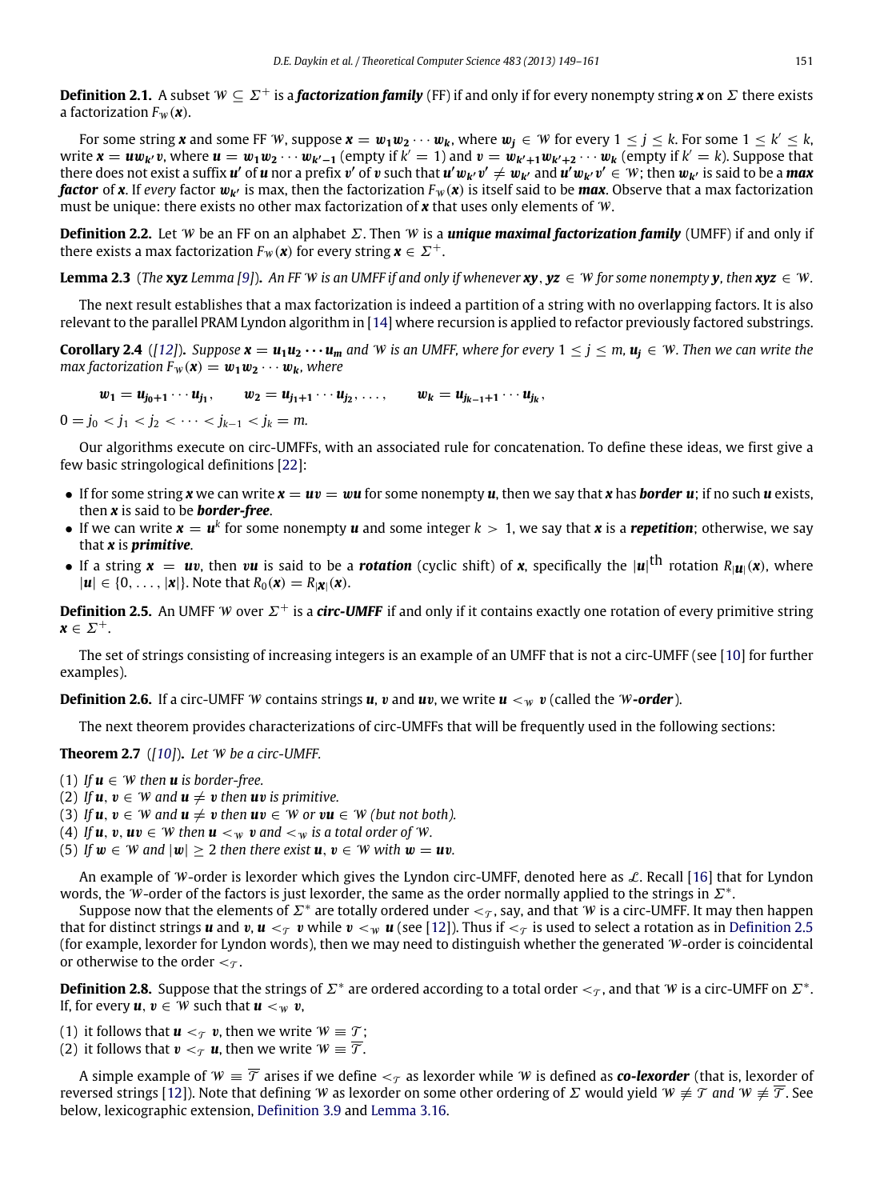**Definition 2.1.** A subset $\mathcal{W} \subseteq \Sigma^+$ is a ***factorization family*** (FF) if and only if for every nonempty string $\boldsymbol{x}$ on $\Sigma$ there exists a factorization $F_{\mathcal{W}}(\boldsymbol{x})$.

For some string $\boldsymbol{x}$ and some FF $\mathcal{W}$, suppose $\boldsymbol{x} = \boldsymbol{w_1 w_2 \cdots w_k}$, where $\boldsymbol{w_j} \in \mathcal{W}$ for every $1 \le j \le k$. For some $1 \le k' \le k$, write $\boldsymbol{x} = \boldsymbol{u w_{k'} v}$, where $\boldsymbol{u} = \boldsymbol{w_1 w_2 \cdots w_{k'-1}}$ (empty if $k' = 1$) and $\boldsymbol{v} = \boldsymbol{w_{k'+1} w_{k'+2} \cdots w_k}$ (empty if $k' = k$). Suppose that there does not exist a suffix $\boldsymbol{u'}$ of $\boldsymbol{u}$ nor a prefix $\boldsymbol{v'}$ of $\boldsymbol{v}$ such that $\boldsymbol{u' w_{k'} v'} \neq \boldsymbol{w_{k'}}$ and $\boldsymbol{u' w_{k'} v'} \in \mathcal{W}$; then $\boldsymbol{w_{k'}}$ is said to be a ***max factor*** of $\boldsymbol{x}$. If *every* factor $\boldsymbol{w_{k'}}$ is max, then the factorization $F_{\mathcal{W}}(\boldsymbol{x})$ is itself said to be ***max***. Observe that a max factorization must be unique: there exists no other max factorization of $\boldsymbol{x}$ that uses only elements of $\mathcal{W}$.

**Definition 2.2.** Let $\mathcal{W}$ be an FF on an alphabet $\Sigma$. Then $\mathcal{W}$ is a ***unique maximal factorization family*** (UMFF) if and only if there exists a max factorization $F_{\mathcal{W}}(\boldsymbol{x})$ for every string $\boldsymbol{x} \in \Sigma^+$.

**Lemma 2.3** (*The* **xyz** *Lemma [9]*)**.** *An FF $\mathcal{W}$ is an UMFF if and only if whenever $\boldsymbol{xy}, \boldsymbol{yz} \in \mathcal{W}$ for some nonempty $\boldsymbol{y}$, then $\boldsymbol{xyz} \in \mathcal{W}$.*

The next result establishes that a max factorization is indeed a partition of a string with no overlapping factors. It is also relevant to the parallel PRAM Lyndon algorithm in [14] where recursion is applied to refactor previously factored substrings.

**Corollary 2.4** (*[12]*)**.** *Suppose $\boldsymbol{x} = \boldsymbol{u_1 u_2 \cdots u_m}$ and $\mathcal{W}$ is an UMFF, where for every $1 \le j \le m$, $\boldsymbol{u_j} \in \mathcal{W}$. Then we can write the max factorization $F_{\mathcal{W}}(\boldsymbol{x}) = \boldsymbol{w_1 w_2 \cdots w_k}$, where*

$$\boldsymbol{w_1} = \boldsymbol{u_{j_0+1} \cdots u_{j_1}}, \qquad \boldsymbol{w_2} = \boldsymbol{u_{j_1+1} \cdots u_{j_2}}, \ldots, \qquad \boldsymbol{w_k} = \boldsymbol{u_{j_{k-1}+1} \cdots u_{j_k}},$$

$0 = j_0 < j_1 < j_2 < \cdots < j_{k-1} < j_k = m.$

Our algorithms execute on circ-UMFFs, with an associated rule for concatenation. To define these ideas, we first give a few basic stringological definitions [22]:

- If for some string $\boldsymbol{x}$ we can write $\boldsymbol{x} = \boldsymbol{uv} = \boldsymbol{wu}$ for some nonempty $\boldsymbol{u}$, then we say that $\boldsymbol{x}$ has ***border*** $\boldsymbol{u}$; if no such $\boldsymbol{u}$ exists, then $\boldsymbol{x}$ is said to be ***border-free***.
- If we can write $\boldsymbol{x} = \boldsymbol{u}^k$ for some nonempty $\boldsymbol{u}$ and some integer $k > 1$, we say that $\boldsymbol{x}$ is a ***repetition***; otherwise, we say that $\boldsymbol{x}$ is ***primitive***.
- If a string $\boldsymbol{x} = \boldsymbol{uv}$, then $\boldsymbol{vu}$ is said to be a ***rotation*** (cyclic shift) of $\boldsymbol{x}$, specifically the $|\boldsymbol{u}|^{\text{th}}$ rotation $R_{|\boldsymbol{u}|}(\boldsymbol{x})$, where $|\boldsymbol{u}| \in \{0, \ldots, |\boldsymbol{x}|\}$. Note that $R_0(\boldsymbol{x}) = R_{|\boldsymbol{x}|}(\boldsymbol{x})$.

**Definition 2.5.** An UMFF $\mathcal{W}$ over $\Sigma^+$ is a ***circ-UMFF*** if and only if it contains exactly one rotation of every primitive string $\boldsymbol{x} \in \Sigma^+$.

The set of strings consisting of increasing integers is an example of an UMFF that is not a circ-UMFF (see [10] for further examples).

**Definition 2.6.** If a circ-UMFF $\mathcal{W}$ contains strings $\boldsymbol{u}$, $\boldsymbol{v}$ and $\boldsymbol{uv}$, we write $\boldsymbol{u} <_{\mathcal{W}} \boldsymbol{v}$ (called the ***$\mathcal{W}$-order***).

The next theorem provides characterizations of circ-UMFFs that will be frequently used in the following sections:

**Theorem 2.7** (*[10]*)**.** *Let $\mathcal{W}$ be a circ-UMFF.*

(1) *If $\boldsymbol{u} \in \mathcal{W}$ then $\boldsymbol{u}$ is border-free.*
(2) *If $\boldsymbol{u}, \boldsymbol{v} \in \mathcal{W}$ and $\boldsymbol{u} \neq \boldsymbol{v}$ then $\boldsymbol{uv}$ is primitive.*
(3) *If $\boldsymbol{u}, \boldsymbol{v} \in \mathcal{W}$ and $\boldsymbol{u} \neq \boldsymbol{v}$ then $\boldsymbol{uv} \in \mathcal{W}$ or $\boldsymbol{vu} \in \mathcal{W}$ (but not both).*
(4) *If $\boldsymbol{u}, \boldsymbol{v}, \boldsymbol{uv} \in \mathcal{W}$ then $\boldsymbol{u} <_{\mathcal{W}} \boldsymbol{v}$ and $<_{\mathcal{W}}$ is a total order of $\mathcal{W}$.*
(5) *If $\boldsymbol{w} \in \mathcal{W}$ and $|\boldsymbol{w}| \ge 2$ then there exist $\boldsymbol{u}, \boldsymbol{v} \in \mathcal{W}$ with $\boldsymbol{w} = \boldsymbol{uv}$.*

An example of $\mathcal{W}$-order is lexorder which gives the Lyndon circ-UMFF, denoted here as $\mathcal{L}$. Recall [16] that for Lyndon words, the $\mathcal{W}$-order of the factors is just lexorder, the same as the order normally applied to the strings in $\Sigma^*$.

Suppose now that the elements of $\Sigma^*$ are totally ordered under $<_{\mathcal{T}}$, say, and that $\mathcal{W}$ is a circ-UMFF. It may then happen that for distinct strings $\boldsymbol{u}$ and $\boldsymbol{v}$, $\boldsymbol{u} <_{\mathcal{T}} \boldsymbol{v}$ while $\boldsymbol{v} <_{\mathcal{W}} \boldsymbol{u}$ (see [12]). Thus if $<_{\mathcal{T}}$ is used to select a rotation as in Definition 2.5 (for example, lexorder for Lyndon words), then we may need to distinguish whether the generated $\mathcal{W}$-order is coincidental or otherwise to the order $<_{\mathcal{T}}$.

**Definition 2.8.** Suppose that the strings of $\Sigma^*$ are ordered according to a total order $<_{\mathcal{T}}$, and that $\mathcal{W}$ is a circ-UMFF on $\Sigma^*$. If, for every $\boldsymbol{u}, \boldsymbol{v} \in \mathcal{W}$ such that $\boldsymbol{u} <_{\mathcal{W}} \boldsymbol{v}$,

(1) it follows that $\boldsymbol{u} <_{\mathcal{T}} \boldsymbol{v}$, then we write $\mathcal{W} \equiv \mathcal{T}$;
(2) it follows that $\boldsymbol{v} <_{\mathcal{T}} \boldsymbol{u}$, then we write $\mathcal{W} \equiv \overline{\mathcal{T}}$.

A simple example of $\mathcal{W} \equiv \overline{\mathcal{T}}$ arises if we define $<_{\mathcal{T}}$ as lexorder while $\mathcal{W}$ is defined as ***co-lexorder*** (that is, lexorder of reversed strings [12]). Note that defining $\mathcal{W}$ as lexorder on some other ordering of $\Sigma$ would yield $\mathcal{W} \not\equiv \mathcal{T}$ *and* $\mathcal{W} \not\equiv \overline{\mathcal{T}}$. See below, lexicographic extension, Definition 3.9 and Lemma 3.16.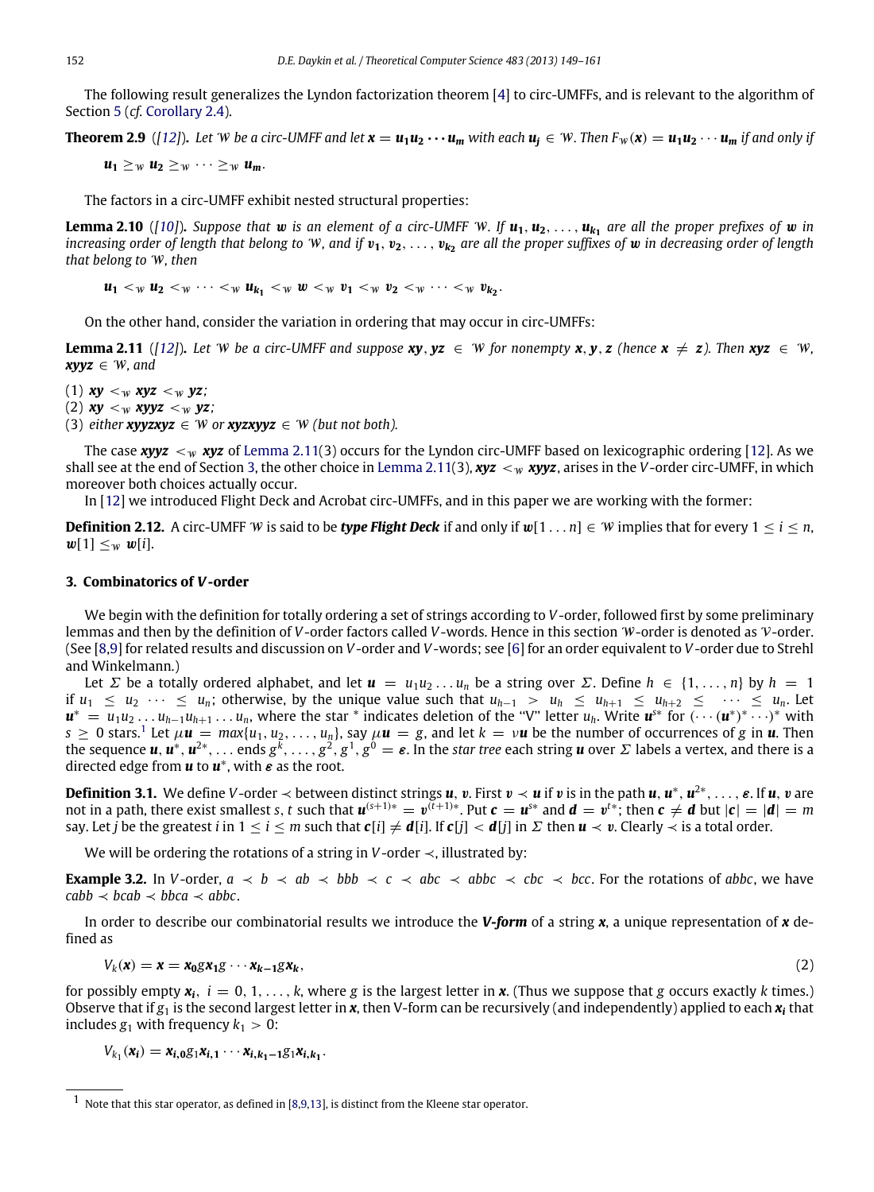The following result generalizes the Lyndon factorization theorem [4] to circ-UMFFs, and is relevant to the algorithm of Section 5 (*cf.* Corollary 2.4).

**Theorem 2.9** ([12]). *Let $\mathcal{W}$ be a circ-UMFF and let $\boldsymbol{x} = \boldsymbol{u_1 u_2 \cdots u_m}$ with each $\boldsymbol{u_j} \in \mathcal{W}$. Then $F_{\mathcal{W}}(\boldsymbol{x}) = \boldsymbol{u_1 u_2 \cdots u_m}$ if and only if*

$$\boldsymbol{u_1} \geq_{\mathcal{W}} \boldsymbol{u_2} \geq_{\mathcal{W}} \cdots \geq_{\mathcal{W}} \boldsymbol{u_m}.$$

The factors in a circ-UMFF exhibit nested structural properties:

**Lemma 2.10** ([10]). *Suppose that $\boldsymbol{w}$ is an element of a circ-UMFF $\mathcal{W}$. If $\boldsymbol{u_1}, \boldsymbol{u_2}, \ldots, \boldsymbol{u_{k_1}}$ are all the proper prefixes of $\boldsymbol{w}$ in increasing order of length that belong to $\mathcal{W}$, and if $\boldsymbol{v_1}, \boldsymbol{v_2}, \ldots, \boldsymbol{v_{k_2}}$ are all the proper suffixes of $\boldsymbol{w}$ in decreasing order of length that belong to $\mathcal{W}$, then*

$$\boldsymbol{u_1} <_{\mathcal{W}} \boldsymbol{u_2} <_{\mathcal{W}} \cdots <_{\mathcal{W}} \boldsymbol{u_{k_1}} <_{\mathcal{W}} \boldsymbol{w} <_{\mathcal{W}} \boldsymbol{v_1} <_{\mathcal{W}} \boldsymbol{v_2} <_{\mathcal{W}} \cdots <_{\mathcal{W}} \boldsymbol{v_{k_2}}.$$

On the other hand, consider the variation in ordering that may occur in circ-UMFFs:

**Lemma 2.11** ([12]). *Let $\mathcal{W}$ be a circ-UMFF and suppose $\boldsymbol{xy}, \boldsymbol{yz} \in \mathcal{W}$ for nonempty $\boldsymbol{x}, \boldsymbol{y}, \boldsymbol{z}$ (hence $\boldsymbol{x} \neq \boldsymbol{z}$). Then $\boldsymbol{xyz} \in \mathcal{W}$, $\boldsymbol{xyyz} \in \mathcal{W}$, and*

(1) $\boldsymbol{xy} <_{\mathcal{W}} \boldsymbol{xyz} <_{\mathcal{W}} \boldsymbol{yz}$;
(2) $\boldsymbol{xy} <_{\mathcal{W}} \boldsymbol{xyyz} <_{\mathcal{W}} \boldsymbol{yz}$;
(3) *either $\boldsymbol{xyyzxyz} \in \mathcal{W}$ or $\boldsymbol{xyzxyyz} \in \mathcal{W}$ (but not both).*

The case $\boldsymbol{xyyz} <_{\mathcal{W}} \boldsymbol{xyz}$ of Lemma 2.11(3) occurs for the Lyndon circ-UMFF based on lexicographic ordering [12]. As we shall see at the end of Section 3, the other choice in Lemma 2.11(3), $\boldsymbol{xyz} <_{\mathcal{W}} \boldsymbol{xyyz}$, arises in the $V$-order circ-UMFF, in which moreover both choices actually occur.

In [12] we introduced Flight Deck and Acrobat circ-UMFFs, and in this paper we are working with the former:

**Definition 2.12.** A circ-UMFF $\mathcal{W}$ is said to be ***type Flight Deck*** if and only if $\boldsymbol{w}[1 \ldots n] \in \mathcal{W}$ implies that for every $1 \leq i \leq n$, $\boldsymbol{w}[1] \leq_{\mathcal{W}} \boldsymbol{w}[i]$.

## 3. Combinatorics of $V$-order

We begin with the definition for totally ordering a set of strings according to $V$-order, followed first by some preliminary lemmas and then by the definition of $V$-order factors called $V$-words. Hence in this section $\mathcal{W}$-order is denoted as $\mathcal{V}$-order. (See [8,9] for related results and discussion on $V$-order and $V$-words; see [6] for an order equivalent to $V$-order due to Strehl and Winkelmann.)

Let $\Sigma$ be a totally ordered alphabet, and let $\boldsymbol{u} = u_1 u_2 \ldots u_n$ be a string over $\Sigma$. Define $h \in \{1, \ldots, n\}$ by $h = 1$ if $u_1 \leq u_2 \cdots \leq u_n$; otherwise, by the unique value such that $u_{h-1} > u_h \leq u_{h+1} \leq u_{h+2} \leq \cdots \leq u_n$. Let $\boldsymbol{u}^* = u_1 u_2 \ldots u_{h-1} u_{h+1} \ldots u_n$, where the star $^*$ indicates deletion of the "V" letter $u_h$. Write $\boldsymbol{u}^{s*}$ for $(\cdots(\boldsymbol{u}^*)^* \cdots)^*$ with $s \geq 0$ stars.[1] Let $\mu \boldsymbol{u} = max\{u_1, u_2, \ldots, u_n\}$, say $\mu \boldsymbol{u} = g$, and let $k = \nu \boldsymbol{u}$ be the number of occurrences of $g$ in $\boldsymbol{u}$. Then the sequence $\boldsymbol{u}, \boldsymbol{u}^*, \boldsymbol{u}^{2*}, \ldots$ ends $g^k, \ldots, g^2, g^1, g^0 = \boldsymbol{\varepsilon}$. In the *star tree* each string $\boldsymbol{u}$ over $\Sigma$ labels a vertex, and there is a directed edge from $\boldsymbol{u}$ to $\boldsymbol{u}^*$, with $\boldsymbol{\varepsilon}$ as the root.

**Definition 3.1.** We define $V$-order $\prec$ between distinct strings $\boldsymbol{u}, \boldsymbol{v}$. First $\boldsymbol{v} \prec \boldsymbol{u}$ if $\boldsymbol{v}$ is in the path $\boldsymbol{u}, \boldsymbol{u}^*, \boldsymbol{u}^{2*}, \ldots, \boldsymbol{\varepsilon}$. If $\boldsymbol{u}, \boldsymbol{v}$ are not in a path, there exist smallest $s, t$ such that $\boldsymbol{u}^{(s+1)*} = \boldsymbol{v}^{(t+1)*}$. Put $\boldsymbol{c} = \boldsymbol{u}^{s*}$ and $\boldsymbol{d} = \boldsymbol{v}^{t*}$; then $\boldsymbol{c} \neq \boldsymbol{d}$ but $|\boldsymbol{c}| = |\boldsymbol{d}| = m$ say. Let $j$ be the greatest $i$ in $1 \leq i \leq m$ such that $\boldsymbol{c}[i] \neq \boldsymbol{d}[i]$. If $\boldsymbol{c}[j] < \boldsymbol{d}[j]$ in $\Sigma$ then $\boldsymbol{u} \prec \boldsymbol{v}$. Clearly $\prec$ is a total order.

We will be ordering the rotations of a string in $V$-order $\prec$, illustrated by:

**Example 3.2.** In $V$-order, $a \prec b \prec ab \prec bbb \prec c \prec abc \prec abbc \prec cbc \prec bcc$. For the rotations of $abbc$, we have $cabb \prec bcab \prec bbca \prec abbc$.

In order to describe our combinatorial results we introduce the ***V-form*** of a string $\boldsymbol{x}$, a unique representation of $\boldsymbol{x}$ defined as

$$V_k(\boldsymbol{x}) = \boldsymbol{x} = \boldsymbol{x_0} g \boldsymbol{x_1} g \cdots \boldsymbol{x_{k-1}} g \boldsymbol{x_k}, \tag{2}$$

for possibly empty $\boldsymbol{x_i}$, $i = 0, 1, \ldots, k$, where $g$ is the largest letter in $\boldsymbol{x}$. (Thus we suppose that $g$ occurs exactly $k$ times.) Observe that if $g_1$ is the second largest letter in $\boldsymbol{x}$, then V-form can be recursively (and independently) applied to each $\boldsymbol{x_i}$ that includes $g_1$ with frequency $k_1 > 0$:

$$V_{k_1}(\boldsymbol{x_i}) = \boldsymbol{x_{i,0}} g_1 \boldsymbol{x_{i,1}} \cdots \boldsymbol{x_{i,k_1-1}} g_1 \boldsymbol{x_{i,k_1}}.$$

---

[1] Note that this star operator, as defined in [8,9,13], is distinct from the Kleene star operator.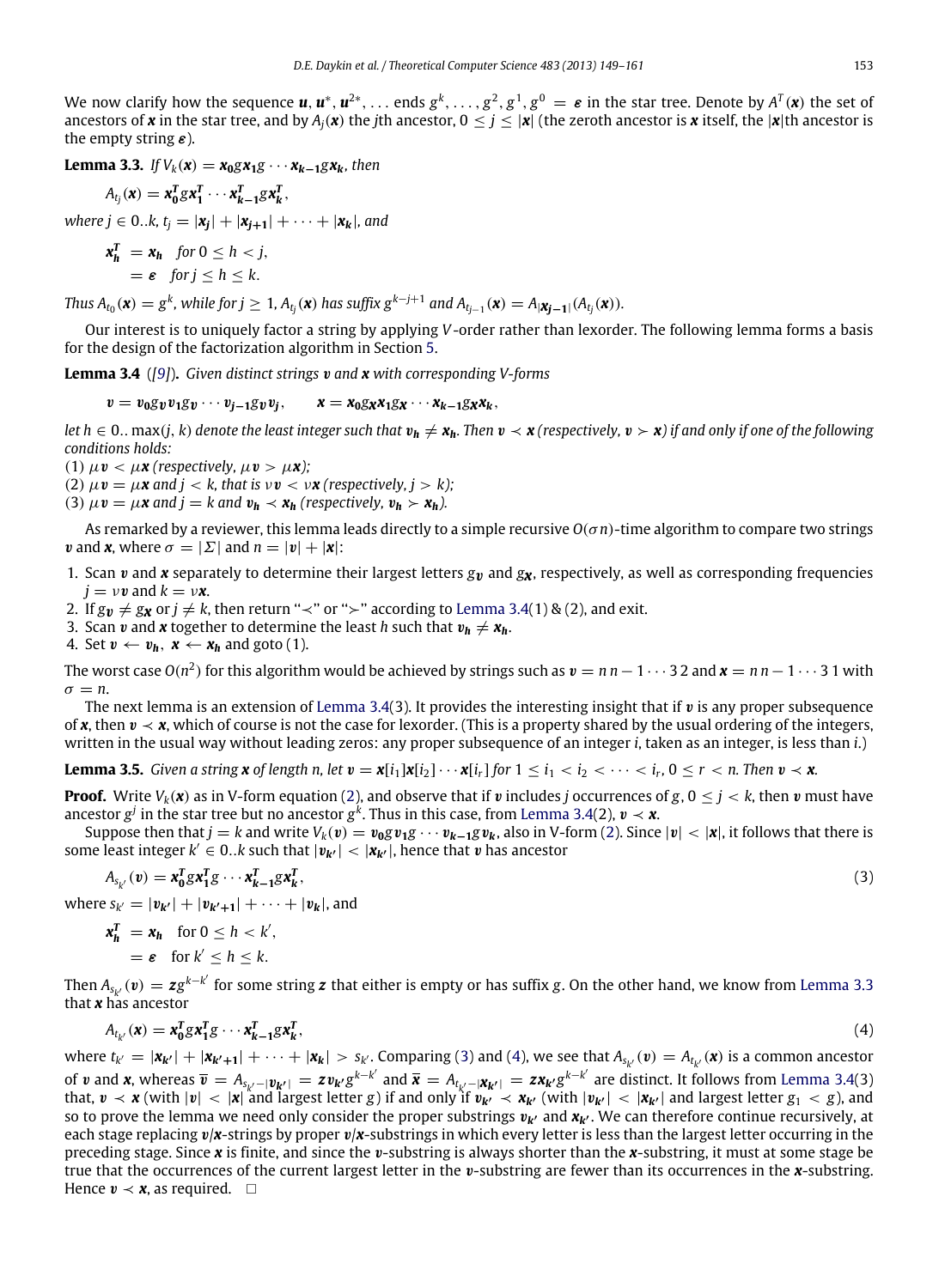We now clarify how the sequence $\boldsymbol{u}, \boldsymbol{u}^*, \boldsymbol{u}^{2*}, \ldots$ ends $g^k, \ldots, g^2, g^1, g^0 = \boldsymbol{\varepsilon}$ in the star tree. Denote by $A^T(\boldsymbol{x})$ the set of ancestors of $\boldsymbol{x}$ in the star tree, and by $A_j(\boldsymbol{x})$ the $j$th ancestor, $0 \le j \le |\boldsymbol{x}|$ (the zeroth ancestor is $\boldsymbol{x}$ itself, the $|\boldsymbol{x}|$th ancestor is the empty string $\boldsymbol{\varepsilon}$).

**Lemma 3.3.** *If $V_k(\boldsymbol{x}) = \boldsymbol{x_0} g \boldsymbol{x_1} g \cdots \boldsymbol{x_{k-1}} g \boldsymbol{x_k}$, then*

$$A_{t_j}(\boldsymbol{x}) = \boldsymbol{x_0^T} g \boldsymbol{x_1^T} \cdots \boldsymbol{x_{k-1}^T} g \boldsymbol{x_k^T},$$

*where $j \in 0..k$, $t_j = |\boldsymbol{x_j}| + |\boldsymbol{x_{j+1}}| + \cdots + |\boldsymbol{x_k}|$, and*

$$\begin{aligned} \boldsymbol{x_h^T} &= \boldsymbol{x_h} \quad \text{for } 0 \le h < j, \\ &= \boldsymbol{\varepsilon} \quad \text{for } j \le h \le k. \end{aligned}$$

*Thus $A_{t_0}(\boldsymbol{x}) = g^k$, while for $j \ge 1$, $A_{t_j}(\boldsymbol{x})$ has suffix $g^{k-j+1}$ and $A_{t_{j-1}}(\boldsymbol{x}) = A_{|\boldsymbol{x_{j-1}}|}(A_{t_j}(\boldsymbol{x}))$.*

Our interest is to uniquely factor a string by applying $V$-order rather than lexorder. The following lemma forms a basis for the design of the factorization algorithm in Section 5.

**Lemma 3.4** ([9])**.** *Given distinct strings $\boldsymbol{v}$ and $\boldsymbol{x}$ with corresponding V-forms*

$$\boldsymbol{v} = \boldsymbol{v_0} g_{\boldsymbol{v}} \boldsymbol{v_1} g_{\boldsymbol{v}} \cdots \boldsymbol{v_{j-1}} g_{\boldsymbol{v}} \boldsymbol{v_j}, \qquad \boldsymbol{x} = \boldsymbol{x_0} g_{\boldsymbol{x}} \boldsymbol{x_1} g_{\boldsymbol{x}} \cdots \boldsymbol{x_{k-1}} g_{\boldsymbol{x}} \boldsymbol{x_k},$$

*let $h \in 0..\max(j,k)$ denote the least integer such that $\boldsymbol{v_h} \ne \boldsymbol{x_h}$. Then $\boldsymbol{v} \prec \boldsymbol{x}$ (respectively, $\boldsymbol{v} \succ \boldsymbol{x}$) if and only if one of the following conditions holds:*

*(1) $\mu\boldsymbol{v} < \mu\boldsymbol{x}$ (respectively, $\mu\boldsymbol{v} > \mu\boldsymbol{x}$);*

*(2) $\mu\boldsymbol{v} = \mu\boldsymbol{x}$ and $j < k$, that is $\nu\boldsymbol{v} < \nu\boldsymbol{x}$ (respectively, $j > k$);*

*(3) $\mu\boldsymbol{v} = \mu\boldsymbol{x}$ and $j = k$ and $\boldsymbol{v_h} \prec \boldsymbol{x_h}$ (respectively, $\boldsymbol{v_h} \succ \boldsymbol{x_h}$).*

As remarked by a reviewer, this lemma leads directly to a simple recursive $O(\sigma n)$-time algorithm to compare two strings $\boldsymbol{v}$ and $\boldsymbol{x}$, where $\sigma = |\Sigma|$ and $n = |\boldsymbol{v}| + |\boldsymbol{x}|$:

1. Scan $\boldsymbol{v}$ and $\boldsymbol{x}$ separately to determine their largest letters $g_{\boldsymbol{v}}$ and $g_{\boldsymbol{x}}$, respectively, as well as corresponding frequencies $j = \nu\boldsymbol{v}$ and $k = \nu\boldsymbol{x}$.
2. If $g_{\boldsymbol{v}} \ne g_{\boldsymbol{x}}$ or $j \ne k$, then return "$\prec$" or "$\succ$" according to Lemma 3.4(1) & (2), and exit.
3. Scan $\boldsymbol{v}$ and $\boldsymbol{x}$ together to determine the least $h$ such that $\boldsymbol{v_h} \ne \boldsymbol{x_h}$.
4. Set $\boldsymbol{v} \leftarrow \boldsymbol{v_h},\ \boldsymbol{x} \leftarrow \boldsymbol{x_h}$ and goto (1).

The worst case $O(n^2)$ for this algorithm would be achieved by strings such as $\boldsymbol{v} = n\, n-1 \cdots 3\, 2$ and $\boldsymbol{x} = n\, n-1 \cdots 3\, 1$ with $\sigma = n$.

The next lemma is an extension of Lemma 3.4(3). It provides the interesting insight that if $\boldsymbol{v}$ is any proper subsequence of $\boldsymbol{x}$, then $\boldsymbol{v} \prec \boldsymbol{x}$, which of course is not the case for lexorder. (This is a property shared by the usual ordering of the integers, written in the usual way without leading zeros: any proper subsequence of an integer $i$, taken as an integer, is less than $i$.)

**Lemma 3.5.** *Given a string $\boldsymbol{x}$ of length $n$, let $\boldsymbol{v} = \boldsymbol{x}[i_1]\boldsymbol{x}[i_2] \cdots \boldsymbol{x}[i_r]$ for $1 \le i_1 < i_2 < \cdots < i_r$, $0 \le r < n$. Then $\boldsymbol{v} \prec \boldsymbol{x}$.*

**Proof.** Write $V_k(\boldsymbol{x})$ as in V-form equation (2), and observe that if $\boldsymbol{v}$ includes $j$ occurrences of $g$, $0 \le j < k$, then $\boldsymbol{v}$ must have ancestor $g^j$ in the star tree but no ancestor $g^k$. Thus in this case, from Lemma 3.4(2), $\boldsymbol{v} \prec \boldsymbol{x}$.

Suppose then that $j = k$ and write $V_k(\boldsymbol{v}) = \boldsymbol{v_0} g \boldsymbol{v_1} g \cdots \boldsymbol{v_{k-1}} g \boldsymbol{v_k}$, also in V-form (2). Since $|\boldsymbol{v}| < |\boldsymbol{x}|$, it follows that there is some least integer $k' \in 0..k$ such that $|\boldsymbol{v_{k'}}| < |\boldsymbol{x_{k'}}|$, hence that $\boldsymbol{v}$ has ancestor

$$A_{s_{k'}}(\boldsymbol{v}) = \boldsymbol{x_0^T} g \boldsymbol{x_1^T} g \cdots \boldsymbol{x_{k-1}^T} g \boldsymbol{x_k^T}, \tag{3}$$

where $s_{k'} = |\boldsymbol{v_{k'}}| + |\boldsymbol{v_{k'+1}}| + \cdots + |\boldsymbol{v_k}|$, and

$$\begin{aligned} \boldsymbol{x_h^T} &= \boldsymbol{x_h} \quad \text{for } 0 \le h < k', \\ &= \boldsymbol{\varepsilon} \quad \text{for } k' \le h \le k. \end{aligned}$$

Then $A_{s_{k'}}(\boldsymbol{v}) = \boldsymbol{z} g^{k-k'}$ for some string $\boldsymbol{z}$ that either is empty or has suffix $g$. On the other hand, we know from Lemma 3.3 that $\boldsymbol{x}$ has ancestor

$$A_{t_{k'}}(\boldsymbol{x}) = \boldsymbol{x_0^T} g \boldsymbol{x_1^T} g \cdots \boldsymbol{x_{k-1}^T} g \boldsymbol{x_k^T}, \tag{4}$$

where $t_{k'} = |\boldsymbol{x_{k'}}| + |\boldsymbol{x_{k'+1}}| + \cdots + |\boldsymbol{x_k}| > s_{k'}$. Comparing (3) and (4), we see that $A_{s_{k'}}(\boldsymbol{v}) = A_{t_{k'}}(\boldsymbol{x})$ is a common ancestor of $\boldsymbol{v}$ and $\boldsymbol{x}$, whereas $\overline{\boldsymbol{v}} = A_{s_{k'}-|\boldsymbol{v_{k'}}|} = \boldsymbol{z}\boldsymbol{v_{k'}} g^{k-k'}$ and $\overline{\boldsymbol{x}} = A_{t_{k'}-|\boldsymbol{x_{k'}}|} = \boldsymbol{z}\boldsymbol{x_{k'}} g^{k-k'}$ are distinct. It follows from Lemma 3.4(3) that, $\boldsymbol{v} \prec \boldsymbol{x}$ (with $|\boldsymbol{v}| < |\boldsymbol{x}|$ and largest letter $g$) if and only if $\boldsymbol{v_{k'}} \prec \boldsymbol{x_{k'}}$ (with $|\boldsymbol{v_{k'}}| < |\boldsymbol{x_{k'}}|$ and largest letter $g_1 < g$), and so to prove the lemma we need only consider the proper substrings $\boldsymbol{v_{k'}}$ and $\boldsymbol{x_{k'}}$. We can therefore continue recursively, at each stage replacing $\boldsymbol{v}/\boldsymbol{x}$-strings by proper $\boldsymbol{v}/\boldsymbol{x}$-substrings in which every letter is less than the largest letter occurring in the preceding stage. Since $\boldsymbol{x}$ is finite, and since the $\boldsymbol{v}$-substring is always shorter than the $\boldsymbol{x}$-substring, it must at some stage be true that the occurrences of the current largest letter in the $\boldsymbol{v}$-substring are fewer than its occurrences in the $\boldsymbol{x}$-substring. Hence $\boldsymbol{v} \prec \boldsymbol{x}$, as required. $\square$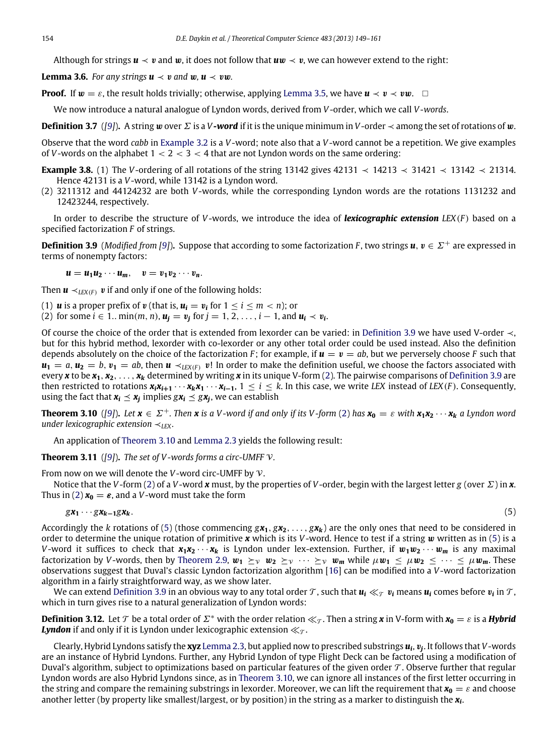Although for strings $\boldsymbol{u} \prec \boldsymbol{v}$ and $\boldsymbol{w}$, it does not follow that $\boldsymbol{uw} \prec \boldsymbol{v}$, we can however extend to the right:

**Lemma 3.6.** *For any strings $\boldsymbol{u} \prec \boldsymbol{v}$ and $\boldsymbol{w}$, $\boldsymbol{u} \prec \boldsymbol{vw}$.*

**Proof.** If $\boldsymbol{w} = \varepsilon$, the result holds trivially; otherwise, applying Lemma 3.5, we have $\boldsymbol{u} \prec \boldsymbol{v} \prec \boldsymbol{vw}$. □

We now introduce a natural analogue of Lyndon words, derived from $V$-order, which we call *$V$-words*.

**Definition 3.7** ([9]). A string $\boldsymbol{w}$ over $\Sigma$ is a ***V*-word** if it is the unique minimum in $V$-order $\prec$ among the set of rotations of $\boldsymbol{w}$.

Observe that the word *cabb* in Example 3.2 is a $V$-word; note also that a $V$-word cannot be a repetition. We give examples of $V$-words on the alphabet $1 < 2 < 3 < 4$ that are not Lyndon words on the same ordering:

**Example 3.8.** (1) The $V$-ordering of all rotations of the string 13142 gives $42131 \prec 14213 \prec 31421 \prec 13142 \prec 21314$. Hence 42131 is a $V$-word, while 13142 is a Lyndon word.
(2) 3211312 and 44124232 are both $V$-words, while the corresponding Lyndon words are the rotations 1131232 and 12423244, respectively.

In order to describe the structure of $V$-words, we introduce the idea of ***lexicographic extension*** $LEX(F)$ based on a specified factorization $F$ of strings.

**Definition 3.9** (*Modified from* [9]). Suppose that according to some factorization $F$, two strings $\boldsymbol{u}, \boldsymbol{v} \in \Sigma^+$ are expressed in terms of nonempty factors:

$$\boldsymbol{u} = \boldsymbol{u_1 u_2} \cdots \boldsymbol{u_m}, \quad \boldsymbol{v} = \boldsymbol{v_1 v_2} \cdots \boldsymbol{v_n}.$$

Then $\boldsymbol{u} \prec_{LEX(F)} \boldsymbol{v}$ if and only if one of the following holds:

(1) $\boldsymbol{u}$ is a proper prefix of $\boldsymbol{v}$ (that is, $\boldsymbol{u_i} = \boldsymbol{v_i}$ for $1 \le i \le m < n$); or
(2) for some $i \in 1..\min(m, n)$, $\boldsymbol{u_j} = \boldsymbol{v_j}$ for $j = 1, 2, \ldots, i-1$, and $\boldsymbol{u_i} \prec \boldsymbol{v_i}$.

Of course the choice of the order that is extended from lexorder can be varied: in Definition 3.9 we have used V-order $\prec$, but for this hybrid method, lexorder with co-lexorder or any other total order could be used instead. Also the definition depends absolutely on the choice of the factorization $F$; for example, if $\boldsymbol{u} = \boldsymbol{v} = ab$, but we perversely choose $F$ such that $\boldsymbol{u_1} = a, \boldsymbol{u_2} = b, \boldsymbol{v_1} = ab$, then $\boldsymbol{u} \prec_{LEX(F)} \boldsymbol{v}$! In order to make the definition useful, we choose the factors associated with every $\boldsymbol{x}$ to be $\boldsymbol{x_1}, \boldsymbol{x_2}, \ldots, \boldsymbol{x_k}$ determined by writing $\boldsymbol{x}$ in its unique V-form (2). The pairwise comparisons of Definition 3.9 are then restricted to rotations $\boldsymbol{x_i x_{i+1}} \cdots \boldsymbol{x_k x_1} \cdots \boldsymbol{x_{i-1}}$, $1 \le i \le k$. In this case, we write *LEX* instead of $LEX(F)$. Consequently, using the fact that $\boldsymbol{x_i} \preceq \boldsymbol{x_j}$ implies $g\boldsymbol{x_i} \preceq g\boldsymbol{x_j}$, we can establish

**Theorem 3.10** ([9]). *Let $\boldsymbol{x} \in \Sigma^+$. Then $\boldsymbol{x}$ is a $V$-word if and only if its $V$-form (2) has $\boldsymbol{x_0} = \varepsilon$ with $\boldsymbol{x_1 x_2} \cdots \boldsymbol{x_k}$ a Lyndon word under lexicographic extension $\prec_{LEX}$.*

An application of Theorem 3.10 and Lemma 2.3 yields the following result:

**Theorem 3.11** ([9]). *The set of $V$-words forms a circ-UMFF $\mathcal{V}$.*

From now on we will denote the $V$-word circ-UMFF by $\mathcal{V}$.

Notice that the $V$-form (2) of a $V$-word $\boldsymbol{x}$ must, by the properties of $V$-order, begin with the largest letter $g$ (over $\Sigma$) in $\boldsymbol{x}$. Thus in (2) $\boldsymbol{x_0} = \boldsymbol{\varepsilon}$, and a $V$-word must take the form

$$g\boldsymbol{x_1} \cdots g\boldsymbol{x_{k-1}} g\boldsymbol{x_k}. \tag{5}$$

Accordingly the $k$ rotations of (5) (those commencing $g\boldsymbol{x_1}, g\boldsymbol{x_2}, \ldots, g\boldsymbol{x_k}$) are the only ones that need to be considered in order to determine the unique rotation of primitive $\boldsymbol{x}$ which is its $V$-word. Hence to test if a string $\boldsymbol{w}$ written as in (5) is a $V$-word it suffices to check that $\boldsymbol{x_1 x_2} \cdots \boldsymbol{x_k}$ is Lyndon under lex-extension. Further, if $\boldsymbol{w_1 w_2} \cdots \boldsymbol{w_m}$ is any maximal factorization by $V$-words, then by Theorem 2.9, $\boldsymbol{w_1} \succeq_{\mathcal{V}} \boldsymbol{w_2} \succeq_{\mathcal{V}} \cdots \succeq_{\mathcal{V}} \boldsymbol{w_m}$ while $\mu\boldsymbol{w_1} \le \mu\boldsymbol{w_2} \le \cdots \le \mu\boldsymbol{w_m}$. These observations suggest that Duval's classic Lyndon factorization algorithm [16] can be modified into a $V$-word factorization algorithm in a fairly straightforward way, as we show later.

We can extend Definition 3.9 in an obvious way to any total order $\mathcal{T}$, such that $\boldsymbol{u_i} \ll_{\mathcal{T}} \boldsymbol{v_i}$ means $\boldsymbol{u_i}$ comes before $\boldsymbol{v_i}$ in $\mathcal{T}$, which in turn gives rise to a natural generalization of Lyndon words:

**Definition 3.12.** Let $\mathcal{T}$ be a total order of $\Sigma^*$ with the order relation $\ll_{\mathcal{T}}$. Then a string $\boldsymbol{x}$ in V-form with $\boldsymbol{x_0} = \varepsilon$ is a ***Hybrid Lyndon*** if and only if it is Lyndon under lexicographic extension $\ll_{\mathcal{T}}$.

Clearly, Hybrid Lyndons satisfy the **xyz** Lemma 2.3, but applied now to prescribed substrings $\boldsymbol{u_i}, \boldsymbol{v_j}$. It follows that $V$-words are an instance of Hybrid Lyndons. Further, any Hybrid Lyndon of type Flight Deck can be factored using a modification of Duval's algorithm, subject to optimizations based on particular features of the given order $\mathcal{T}$. Observe further that regular Lyndon words are also Hybrid Lyndons since, as in Theorem 3.10, we can ignore all instances of the first letter occurring in the string and compare the remaining substrings in lexorder. Moreover, we can lift the requirement that $\boldsymbol{x_0} = \varepsilon$ and choose another letter (by property like smallest/largest, or by position) in the string as a marker to distinguish the $\boldsymbol{x_i}$.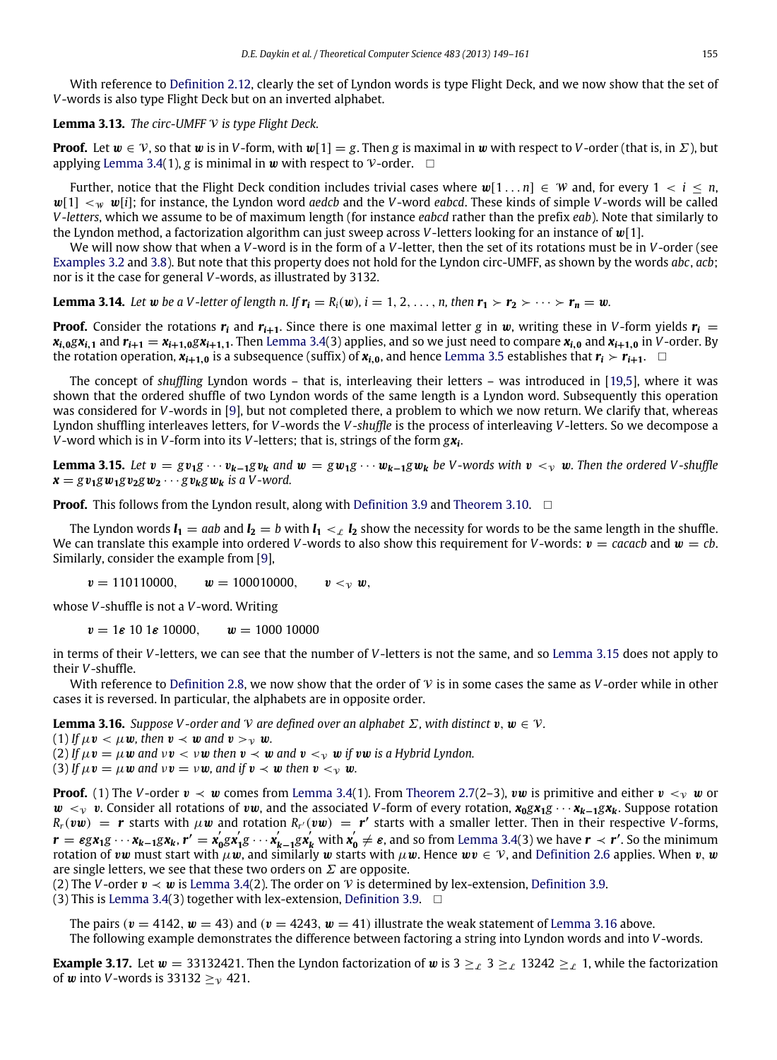With reference to Definition 2.12, clearly the set of Lyndon words is type Flight Deck, and we now show that the set of $V$-words is also type Flight Deck but on an inverted alphabet.

**Lemma 3.13.** *The circ-UMFF $\mathcal{V}$ is type Flight Deck.*

**Proof.** Let $\boldsymbol{w} \in \mathcal{V}$, so that $\boldsymbol{w}$ is in $V$-form, with $\boldsymbol{w}[1] = g$. Then $g$ is maximal in $\boldsymbol{w}$ with respect to $V$-order (that is, in $\Sigma$), but applying Lemma 3.4(1), $g$ is minimal in $\boldsymbol{w}$ with respect to $\mathcal{V}$-order. $\square$

Further, notice that the Flight Deck condition includes trivial cases where $\boldsymbol{w}[1 \dots n] \in \mathcal{W}$ and, for every $1 < i \leq n$, $\boldsymbol{w}[1] <_{\mathcal{W}} \boldsymbol{w}[i]$; for instance, the Lyndon word *aedcb* and the $V$-word *eabcd*. These kinds of simple $V$-words will be called *$V$-letters*, which we assume to be of maximum length (for instance *eabcd* rather than the prefix *eab*). Note that similarly to the Lyndon method, a factorization algorithm can just sweep across $V$-letters looking for an instance of $\boldsymbol{w}[1]$.

We will now show that when a $V$-word is in the form of a $V$-letter, then the set of its rotations must be in $V$-order (see Examples 3.2 and 3.8). But note that this property does not hold for the Lyndon circ-UMFF, as shown by the words *abc*, *acb*; nor is it the case for general $V$-words, as illustrated by 3132.

**Lemma 3.14.** *Let $\boldsymbol{w}$ be a $V$-letter of length $n$. If $\boldsymbol{r_i} = R_i(\boldsymbol{w})$, $i = 1, 2, \dots, n$, then $\boldsymbol{r_1} \succ \boldsymbol{r_2} \succ \cdots \succ \boldsymbol{r_n} = \boldsymbol{w}$.*

**Proof.** Consider the rotations $\boldsymbol{r_i}$ and $\boldsymbol{r_{i+1}}$. Since there is one maximal letter $g$ in $\boldsymbol{w}$, writing these in $V$-form yields $\boldsymbol{r_i} = \boldsymbol{x_{i,0}} g \boldsymbol{x_{i,1}}$ and $\boldsymbol{r_{i+1}} = \boldsymbol{x_{i+1,0}} g \boldsymbol{x_{i+1,1}}$. Then Lemma 3.4(3) applies, and so we just need to compare $\boldsymbol{x_{i,0}}$ and $\boldsymbol{x_{i+1,0}}$ in $V$-order. By the rotation operation, $\boldsymbol{x_{i+1,0}}$ is a subsequence (suffix) of $\boldsymbol{x_{i,0}}$, and hence Lemma 3.5 establishes that $\boldsymbol{r_i} \succ \boldsymbol{r_{i+1}}$. $\square$

The concept of *shuffling* Lyndon words – that is, interleaving their letters – was introduced in [19,5], where it was shown that the ordered shuffle of two Lyndon words of the same length is a Lyndon word. Subsequently this operation was considered for $V$-words in [9], but not completed there, a problem to which we now return. We clarify that, whereas Lyndon shuffling interleaves letters, for $V$-words the *$V$-shuffle* is the process of interleaving $V$-letters. So we decompose a $V$-word which is in $V$-form into its $V$-letters; that is, strings of the form $g\boldsymbol{x_i}$.

**Lemma 3.15.** *Let $\boldsymbol{v} = g\boldsymbol{v_1}g \cdots \boldsymbol{v_{k-1}}g\boldsymbol{v_k}$ and $\boldsymbol{w} = g\boldsymbol{w_1}g \cdots \boldsymbol{w_{k-1}}g\boldsymbol{w_k}$ be $V$-words with $\boldsymbol{v} <_{\mathcal{V}} \boldsymbol{w}$. Then the ordered $V$-shuffle $\boldsymbol{x} = g\boldsymbol{v_1}g\boldsymbol{w_1}g\boldsymbol{v_2}g\boldsymbol{w_2} \cdots g\boldsymbol{v_k}g\boldsymbol{w_k}$ is a $V$-word.*

**Proof.** This follows from the Lyndon result, along with Definition 3.9 and Theorem 3.10. $\square$

The Lyndon words $\boldsymbol{l_1} = aab$ and $\boldsymbol{l_2} = b$ with $\boldsymbol{l_1} <_{\mathcal{L}} \boldsymbol{l_2}$ show the necessity for words to be the same length in the shuffle. We can translate this example into ordered $V$-words to also show this requirement for $V$-words: $\boldsymbol{v} = cacacb$ and $\boldsymbol{w} = cb$. Similarly, consider the example from [9],

$$\boldsymbol{v} = 110110000, \qquad \boldsymbol{w} = 100010000, \qquad \boldsymbol{v} <_{\mathcal{V}} \boldsymbol{w},$$

whose $V$-shuffle is not a $V$-word. Writing

$$\boldsymbol{v} = 1\boldsymbol{\varepsilon}\ 10\ 1\boldsymbol{\varepsilon}\ 10000, \qquad \boldsymbol{w} = 1000\ 10000$$

in terms of their $V$-letters, we can see that the number of $V$-letters is not the same, and so Lemma 3.15 does not apply to their $V$-shuffle.

With reference to Definition 2.8, we now show that the order of $\mathcal{V}$ is in some cases the same as $V$-order while in other cases it is reversed. In particular, the alphabets are in opposite order.

**Lemma 3.16.** *Suppose $V$-order and $\mathcal{V}$ are defined over an alphabet $\Sigma$, with distinct $\boldsymbol{v}, \boldsymbol{w} \in \mathcal{V}$.*
*(1) If $\mu\boldsymbol{v} < \mu\boldsymbol{w}$, then $\boldsymbol{v} \prec \boldsymbol{w}$ and $\boldsymbol{v} >_{\mathcal{V}} \boldsymbol{w}$.*
*(2) If $\mu\boldsymbol{v} = \mu\boldsymbol{w}$ and $\nu\boldsymbol{v} < \nu\boldsymbol{w}$ then $\boldsymbol{v} \prec \boldsymbol{w}$ and $\boldsymbol{v} <_{\mathcal{V}} \boldsymbol{w}$ if $\boldsymbol{vw}$ is a Hybrid Lyndon.*
*(3) If $\mu\boldsymbol{v} = \mu\boldsymbol{w}$ and $\nu\boldsymbol{v} = \nu\boldsymbol{w}$, and if $\boldsymbol{v} \prec \boldsymbol{w}$ then $\boldsymbol{v} <_{\mathcal{V}} \boldsymbol{w}$.*

**Proof.** (1) The $V$-order $\boldsymbol{v} \prec \boldsymbol{w}$ comes from Lemma 3.4(1). From Theorem 2.7(2–3), $\boldsymbol{vw}$ is primitive and either $\boldsymbol{v} <_{\mathcal{V}} \boldsymbol{w}$ or $\boldsymbol{w} <_{\mathcal{V}} \boldsymbol{v}$. Consider all rotations of $\boldsymbol{vw}$, and the associated $V$-form of every rotation, $\boldsymbol{x_0}g\boldsymbol{x_1}g \cdots \boldsymbol{x_{k-1}}g\boldsymbol{x_k}$. Suppose rotation $R_r(\boldsymbol{vw}) = \boldsymbol{r}$ starts with $\mu\boldsymbol{w}$ and rotation $R_{r'}(\boldsymbol{vw}) = \boldsymbol{r'}$ starts with a smaller letter. Then in their respective $V$-forms, $\boldsymbol{r} = \boldsymbol{\varepsilon}g\boldsymbol{x_1}g \cdots \boldsymbol{x_{k-1}}g\boldsymbol{x_k}$, $\boldsymbol{r'} = \boldsymbol{x'_0}g\boldsymbol{x'_1}g \cdots \boldsymbol{x'_{k-1}}g\boldsymbol{x'_k}$ with $\boldsymbol{x'_0} \neq \boldsymbol{\varepsilon}$, and so from Lemma 3.4(3) we have $\boldsymbol{r} \prec \boldsymbol{r'}$. So the minimum rotation of $\boldsymbol{vw}$ must start with $\mu\boldsymbol{w}$, and similarly $\boldsymbol{w}$ starts with $\mu\boldsymbol{w}$. Hence $\boldsymbol{wv} \in \mathcal{V}$, and Definition 2.6 applies. When $\boldsymbol{v}, \boldsymbol{w}$ are single letters, we see that these two orders on $\Sigma$ are opposite.
(2) The $V$-order $\boldsymbol{v} \prec \boldsymbol{w}$ is Lemma 3.4(2). The order on $\mathcal{V}$ is determined by lex-extension, Definition 3.9.
(3) This is Lemma 3.4(3) together with lex-extension, Definition 3.9. $\square$

The pairs ($\boldsymbol{v} = 4142$, $\boldsymbol{w} = 43$) and ($\boldsymbol{v} = 4243$, $\boldsymbol{w} = 41$) illustrate the weak statement of Lemma 3.16 above.
The following example demonstrates the difference between factoring a string into Lyndon words and into $V$-words.

**Example 3.17.** Let $\boldsymbol{w} = 33132421$. Then the Lyndon factorization of $\boldsymbol{w}$ is $3 \geq_{\mathcal{L}} 3 \geq_{\mathcal{L}} 13242 \geq_{\mathcal{L}} 1$, while the factorization of $\boldsymbol{w}$ into $V$-words is $33132 \geq_{\mathcal{V}} 421$.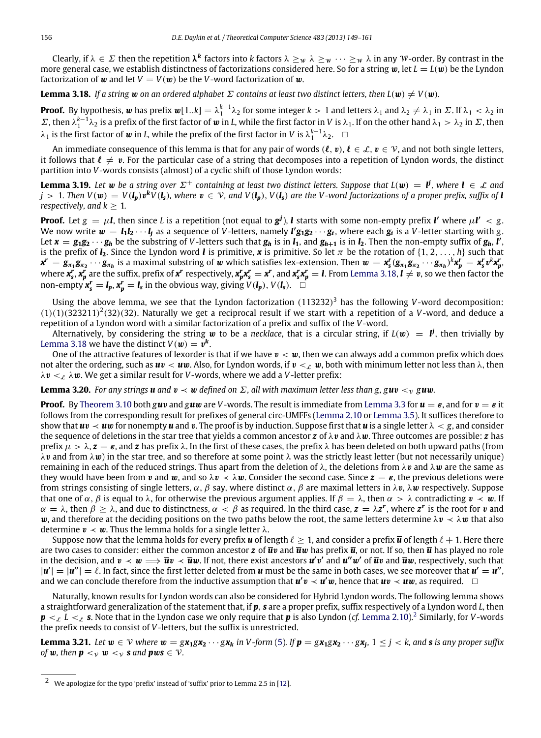Clearly, if $\lambda \in \Sigma$ then the repetition $\boldsymbol{\lambda}^{\boldsymbol{k}}$ factors into $k$ factors $\lambda \geq_{\mathcal{W}} \lambda \geq_{\mathcal{W}} \cdots \geq_{\mathcal{W}} \lambda$ in any $\mathcal{W}$-order. By contrast in the more general case, we establish distinctness of factorizations considered here. So for a string $\boldsymbol{w}$, let $L = L(\boldsymbol{w})$ be the Lyndon factorization of $\boldsymbol{w}$ and let $V = V(\boldsymbol{w})$ be the $V$-word factorization of $\boldsymbol{w}$.

**Lemma 3.18.** *If a string $\boldsymbol{w}$ on an ordered alphabet $\Sigma$ contains at least two distinct letters, then $L(\boldsymbol{w}) \neq V(\boldsymbol{w})$.*

**Proof.** By hypothesis, $\boldsymbol{w}$ has prefix $\boldsymbol{w}[1..k] = \lambda_1^{k-1}\lambda_2$ for some integer $k > 1$ and letters $\lambda_1$ and $\lambda_2 \neq \lambda_1$ in $\Sigma$. If $\lambda_1 < \lambda_2$ in $\Sigma$, then $\lambda_1^{k-1}\lambda_2$ is a prefix of the first factor of $\boldsymbol{w}$ in $L$, while the first factor in $V$ is $\lambda_1$. If on the other hand $\lambda_1 > \lambda_2$ in $\Sigma$, then $\lambda_1$ is the first factor of $\boldsymbol{w}$ in $L$, while the prefix of the first factor in $V$ is $\lambda_1^{k-1}\lambda_2$. $\square$

An immediate consequence of this lemma is that for any pair of words $(\boldsymbol{\ell}, \boldsymbol{v})$, $\boldsymbol{\ell} \in \mathcal{L}$, $\boldsymbol{v} \in \mathcal{V}$, and not both single letters, it follows that $\boldsymbol{\ell} \neq \boldsymbol{v}$. For the particular case of a string that decomposes into a repetition of Lyndon words, the distinct partition into $V$-words consists (almost) of a cyclic shift of those Lyndon words:

**Lemma 3.19.** *Let $\boldsymbol{w}$ be a string over $\Sigma^+$ containing at least two distinct letters. Suppose that $L(\boldsymbol{w}) = \boldsymbol{l}^{\boldsymbol{j}}$, where $\boldsymbol{l} \in \mathcal{L}$ and $j > 1$. Then $V(\boldsymbol{w}) = V(\boldsymbol{l_p})\boldsymbol{v}^{\boldsymbol{k}}V(\boldsymbol{l_s})$, where $\boldsymbol{v} \in \mathcal{V}$, and $V(\boldsymbol{l_p})$, $V(\boldsymbol{l_s})$ are the $V$-word factorizations of a proper prefix, suffix of $\boldsymbol{l}$ respectively, and $k \geq 1$.*

**Proof.** Let $g = \mu\boldsymbol{l}$, then since $L$ is a repetition (not equal to $\boldsymbol{g}^{\boldsymbol{j}}$), $\boldsymbol{l}$ starts with some non-empty prefix $\boldsymbol{l}'$ where $\mu\boldsymbol{l}' < g$. We now write $\boldsymbol{w} = \boldsymbol{l_1}\boldsymbol{l_2}\cdots\boldsymbol{l_j}$ as a sequence of $V$-letters, namely $\boldsymbol{l}'\boldsymbol{g_1}\boldsymbol{g_2}\cdots\boldsymbol{g_t}$, where each $\boldsymbol{g_i}$ is a $V$-letter starting with $g$. Let $\boldsymbol{x} = \boldsymbol{g_1}\boldsymbol{g_2}\cdots\boldsymbol{g_h}$ be the substring of $V$-letters such that $\boldsymbol{g_h}$ is in $\boldsymbol{l_1}$, and $\boldsymbol{g_{h+1}}$ is in $\boldsymbol{l_2}$. Then the non-empty suffix of $\boldsymbol{g_h}$, $\boldsymbol{l}'$, is the prefix of $\boldsymbol{l_2}$. Since the Lyndon word $\boldsymbol{l}$ is primitive, $\boldsymbol{x}$ is primitive. So let $\pi$ be the rotation of $\{1, 2, \ldots, h\}$ such that $\boldsymbol{x^r} = \boldsymbol{g_{\pi_1}}\boldsymbol{g_{\pi_2}}\cdots\boldsymbol{g_{\pi_h}}$ is a maximal substring of $\boldsymbol{w}$ which satisfies lex-extension. Then $\boldsymbol{w} = \boldsymbol{x_s^r}(\boldsymbol{g_{\pi_1}}\boldsymbol{g_{\pi_2}}\cdots\boldsymbol{g_{\pi_h}})^k\boldsymbol{x_p^r} = \boldsymbol{x_s^r}\boldsymbol{v}^k\boldsymbol{x_p^r}$, where $\boldsymbol{x_s^r}, \boldsymbol{x_p^r}$ are the suffix, prefix of $\boldsymbol{x^r}$ respectively, $\boldsymbol{x_p^r}\boldsymbol{x_s^r} = \boldsymbol{x^r}$, and $\boldsymbol{x_s^r}\boldsymbol{x_p^r} = \boldsymbol{l}$. From Lemma 3.18, $\boldsymbol{l} \neq \boldsymbol{v}$, so we then factor the non-empty $\boldsymbol{x_s^r} = \boldsymbol{l_p}$, $\boldsymbol{x_p^r} = \boldsymbol{l_s}$ in the obvious way, giving $V(\boldsymbol{l_p})$, $V(\boldsymbol{l_s})$. $\square$

Using the above lemma, we see that the Lyndon factorization $(113232)^3$ has the following $V$-word decomposition: $(1)(1)(323211)^2(32)(32)$. Naturally we get a reciprocal result if we start with a repetition of a $V$-word, and deduce a repetition of a Lyndon word with a similar factorization of a prefix and suffix of the $V$-word.

Alternatively, by considering the string $\boldsymbol{w}$ to be a *necklace*, that is a circular string, if $L(\boldsymbol{w}) = \boldsymbol{l}^{\boldsymbol{j}}$, then trivially by Lemma 3.18 we have the distinct $V(\boldsymbol{w}) = \boldsymbol{v}^{\boldsymbol{k}}$.

One of the attractive features of lexorder is that if we have $\boldsymbol{v} < \boldsymbol{w}$, then we can always add a common prefix which does not alter the ordering, such as $\boldsymbol{uv} < \boldsymbol{uw}$. Also, for Lyndon words, if $\boldsymbol{v} <_{\mathcal{L}} \boldsymbol{w}$, both with minimum letter not less than $\lambda$, then $\lambda\boldsymbol{v} <_{\mathcal{L}} \lambda\boldsymbol{w}$. We get a similar result for $V$-words, where we add a $V$-letter prefix:

**Lemma 3.20.** *For any strings $\boldsymbol{u}$ and $\boldsymbol{v} \prec \boldsymbol{w}$ defined on $\Sigma$, all with maximum letter less than $g$, $g\boldsymbol{uv} <_{\mathcal{V}} g\boldsymbol{uw}$.*

**Proof.** By Theorem 3.10 both $g\boldsymbol{uv}$ and $g\boldsymbol{uw}$ are $V$-words. The result is immediate from Lemma 3.3 for $\boldsymbol{u} = \boldsymbol{\varepsilon}$, and for $\boldsymbol{v} = \boldsymbol{\varepsilon}$ it follows from the corresponding result for prefixes of general circ-UMFFs (Lemma 2.10 or Lemma 3.5). It suffices therefore to show that $\boldsymbol{uv} \prec \boldsymbol{uw}$ for nonempty $\boldsymbol{u}$ and $\boldsymbol{v}$. The proof is by induction. Suppose first that $\boldsymbol{u}$ is a single letter $\lambda < g$, and consider the sequence of deletions in the star tree that yields a common ancestor $\boldsymbol{z}$ of $\lambda\boldsymbol{v}$ and $\lambda\boldsymbol{w}$. Three outcomes are possible: $\boldsymbol{z}$ has prefix $\mu > \lambda$, $\boldsymbol{z} = \boldsymbol{\varepsilon}$, and $\boldsymbol{z}$ has prefix $\lambda$. In the first of these cases, the prefix $\lambda$ has been deleted on both upward paths (from $\lambda\boldsymbol{v}$ and from $\lambda\boldsymbol{w}$) in the star tree, and so therefore at some point $\lambda$ was the strictly least letter (but not necessarily unique) remaining in each of the reduced strings. Thus apart from the deletion of $\lambda$, the deletions from $\lambda\boldsymbol{v}$ and $\lambda\boldsymbol{w}$ are the same as they would have been from $\boldsymbol{v}$ and $\boldsymbol{w}$, and so $\lambda\boldsymbol{v} \prec \lambda\boldsymbol{w}$. Consider the second case. Since $\boldsymbol{z} = \boldsymbol{\varepsilon}$, the previous deletions were from strings consisting of single letters, $\alpha, \beta$ say, where distinct $\alpha, \beta$ are maximal letters in $\lambda\boldsymbol{v}, \lambda\boldsymbol{w}$ respectively. Suppose that one of $\alpha, \beta$ is equal to $\lambda$, for otherwise the previous argument applies. If $\beta = \lambda$, then $\alpha > \lambda$ contradicting $\boldsymbol{v} \prec \boldsymbol{w}$. If $\alpha = \lambda$, then $\beta \geq \lambda$, and due to distinctness, $\alpha < \beta$ as required. In the third case, $\boldsymbol{z} = \lambda\boldsymbol{z^r}$, where $\boldsymbol{z^r}$ is the root for $\boldsymbol{v}$ and $\boldsymbol{w}$, and therefore at the deciding positions on the two paths below the root, the same letters determine $\lambda\boldsymbol{v} \prec \lambda\boldsymbol{w}$ that also determine $\boldsymbol{v} \prec \boldsymbol{w}$. Thus the lemma holds for a single letter $\lambda$.

Suppose now that the lemma holds for every prefix $\boldsymbol{u}$ of length $\ell \geq 1$, and consider a prefix $\overline{\boldsymbol{u}}$ of length $\ell + 1$. Here there are two cases to consider: either the common ancestor $\boldsymbol{z}$ of $\overline{\boldsymbol{u}}\boldsymbol{v}$ and $\overline{\boldsymbol{u}}\boldsymbol{w}$ has prefix $\overline{\boldsymbol{u}}$, or not. If so, then $\overline{\boldsymbol{u}}$ has played no role in the decision, and $\boldsymbol{v} \prec \boldsymbol{w} \Longrightarrow \overline{\boldsymbol{u}}\boldsymbol{v} \prec \overline{\boldsymbol{u}}\boldsymbol{w}$. If not, there exist ancestors $\boldsymbol{u}'\boldsymbol{v}'$ and $\boldsymbol{u}''\boldsymbol{w}'$ of $\overline{\boldsymbol{u}}\boldsymbol{v}$ and $\overline{\boldsymbol{u}}\boldsymbol{w}$, respectively, such that $|\boldsymbol{u}'| = |\boldsymbol{u}''| = \ell$. In fact, since the first letter deleted from $\overline{\boldsymbol{u}}$ must be the same in both cases, we see moreover that $\boldsymbol{u}' = \boldsymbol{u}''$, and we can conclude therefore from the inductive assumption that $\boldsymbol{u}'\boldsymbol{v} \prec \boldsymbol{u}'\boldsymbol{w}$, hence that $\boldsymbol{uv} \prec \boldsymbol{uw}$, as required. $\square$

Naturally, known results for Lyndon words can also be considered for Hybrid Lyndon words. The following lemma shows a straightforward generalization of the statement that, if $\boldsymbol{p}, \boldsymbol{s}$ are a proper prefix, suffix respectively of a Lyndon word $L$, then $\boldsymbol{p} <_{\mathcal{L}} L <_{\mathcal{L}} \boldsymbol{s}$. Note that in the Lyndon case we only require that $\boldsymbol{p}$ is also Lyndon (*cf.* Lemma 2.10).[2] Similarly, for $V$-words the prefix needs to consist of $V$-letters, but the suffix is unrestricted.

**Lemma 3.21.** *Let $\boldsymbol{w} \in \mathcal{V}$ where $\boldsymbol{w} = g\boldsymbol{x_1}g\boldsymbol{x_2}\cdots g\boldsymbol{x_k}$ in $V$-form (5). If $\boldsymbol{p} = g\boldsymbol{x_1}g\boldsymbol{x_2}\cdots g\boldsymbol{x_j}$, $1 \leq j < k$, and $\boldsymbol{s}$ is any proper suffix of $\boldsymbol{w}$, then $\boldsymbol{p} <_{\mathcal{V}} \boldsymbol{w} <_{\mathcal{V}} \boldsymbol{s}$ and $\boldsymbol{pws} \in \mathcal{V}$.*

---

[2] We apologize for the typo 'prefix' instead of 'suffix' prior to Lemma 2.5 in [12].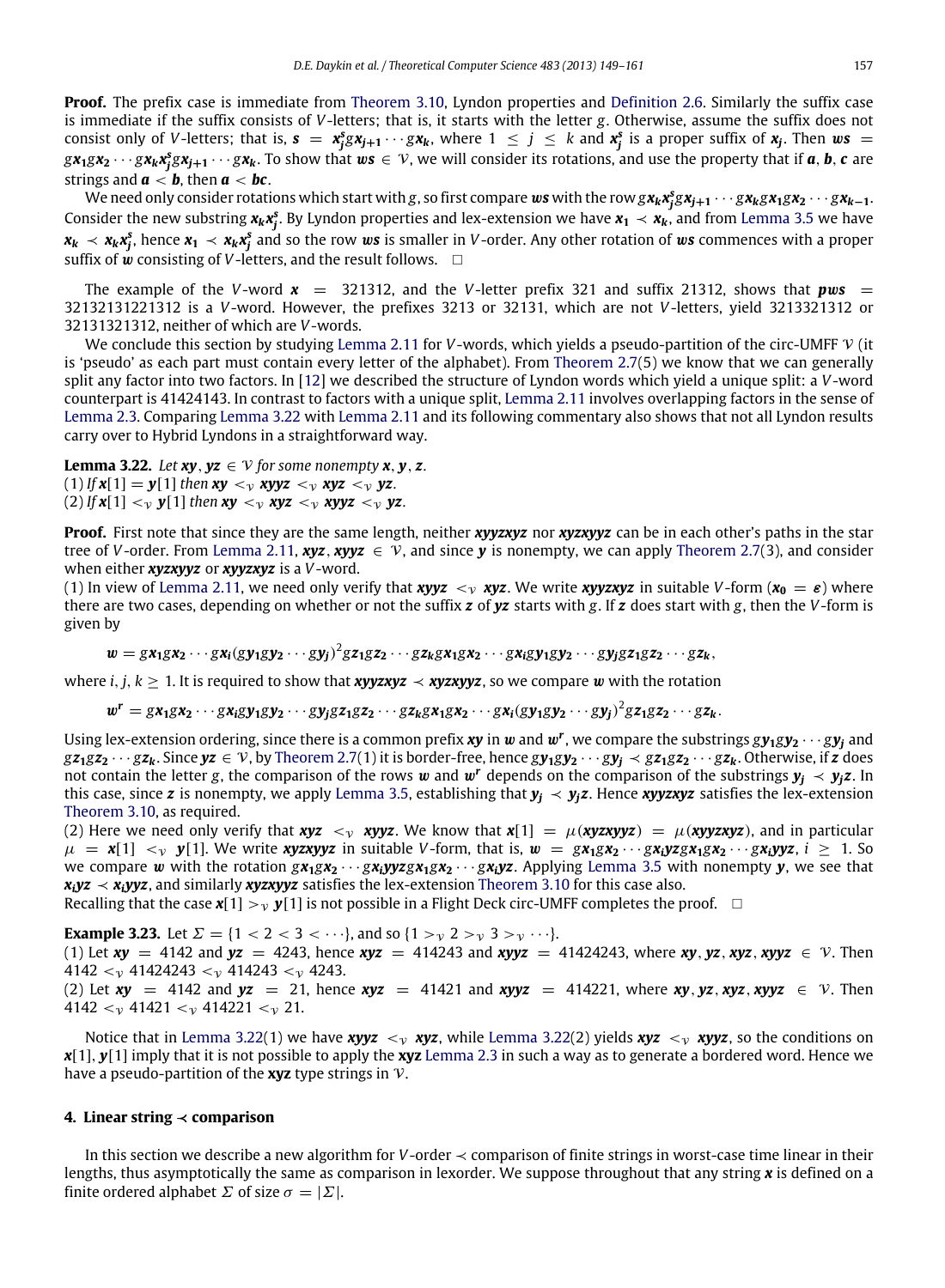**Proof.** The prefix case is immediate from Theorem 3.10, Lyndon properties and Definition 2.6. Similarly the suffix case is immediate if the suffix consists of $V$-letters; that is, it starts with the letter $g$. Otherwise, assume the suffix does not consist only of $V$-letters; that is, $\boldsymbol{s} = \boldsymbol{x}_j^s g\boldsymbol{x}_{j+1}\cdots g\boldsymbol{x}_k$, where $1 \le j \le k$ and $\boldsymbol{x}_j^s$ is a proper suffix of $\boldsymbol{x}_j$. Then $\boldsymbol{ws} = g\boldsymbol{x}_1 g\boldsymbol{x}_2\cdots g\boldsymbol{x}_k\boldsymbol{x}_j^s g\boldsymbol{x}_{j+1}\cdots g\boldsymbol{x}_k$. To show that $\boldsymbol{ws} \in \mathcal{V}$, we will consider its rotations, and use the property that if $\boldsymbol{a}, \boldsymbol{b}, \boldsymbol{c}$ are strings and $\boldsymbol{a} < \boldsymbol{b}$, then $\boldsymbol{a} < \boldsymbol{bc}$.

We need only consider rotations which start with $g$, so first compare $\boldsymbol{ws}$ with the row $g\boldsymbol{x}_k\boldsymbol{x}_j^s g\boldsymbol{x}_{j+1}\cdots g\boldsymbol{x}_k g\boldsymbol{x}_1 g\boldsymbol{x}_2\cdots g\boldsymbol{x}_{k-1}$. Consider the new substring $\boldsymbol{x}_k\boldsymbol{x}_j^s$. By Lyndon properties and lex-extension we have $\boldsymbol{x}_1 \prec \boldsymbol{x}_k$, and from Lemma 3.5 we have $\boldsymbol{x}_k \prec \boldsymbol{x}_k\boldsymbol{x}_j^s$, hence $\boldsymbol{x}_1 \prec \boldsymbol{x}_k\boldsymbol{x}_j^s$ and so the row $\boldsymbol{ws}$ is smaller in $V$-order. Any other rotation of $\boldsymbol{ws}$ commences with a proper suffix of $\boldsymbol{w}$ consisting of $V$-letters, and the result follows. □

The example of the $V$-word $\boldsymbol{x} = 321312$, and the $V$-letter prefix 321 and suffix 21312, shows that $\boldsymbol{pws} = 32132131221312$ is a $V$-word. However, the prefixes 3213 or 32131, which are not $V$-letters, yield 3213321312 or 32131321312, neither of which are $V$-words.

We conclude this section by studying Lemma 2.11 for $V$-words, which yields a pseudo-partition of the circ-UMFF $\mathcal{V}$ (it is 'pseudo' as each part must contain every letter of the alphabet). From Theorem 2.7(5) we know that we can generally split any factor into two factors. In [12] we described the structure of Lyndon words which yield a unique split: a $V$-word counterpart is 41424143. In contrast to factors with a unique split, Lemma 2.11 involves overlapping factors in the sense of Lemma 2.3. Comparing Lemma 3.22 with Lemma 2.11 and its following commentary also shows that not all Lyndon results carry over to Hybrid Lyndons in a straightforward way.

**Lemma 3.22.** *Let $\boldsymbol{xy}, \boldsymbol{yz} \in \mathcal{V}$ for some nonempty $\boldsymbol{x}, \boldsymbol{y}, \boldsymbol{z}$.*
*(1) If $\boldsymbol{x}[1] = \boldsymbol{y}[1]$ then $\boldsymbol{xy} <_\mathcal{V} \boldsymbol{xyyz} <_\mathcal{V} \boldsymbol{xyz} <_\mathcal{V} \boldsymbol{yz}$.*
*(2) If $\boldsymbol{x}[1] <_\mathcal{V} \boldsymbol{y}[1]$ then $\boldsymbol{xy} <_\mathcal{V} \boldsymbol{xyz} <_\mathcal{V} \boldsymbol{xyyz} <_\mathcal{V} \boldsymbol{yz}$.*

**Proof.** First note that since they are the same length, neither $\boldsymbol{xyyzxyz}$ nor $\boldsymbol{xyzxyyz}$ can be in each other's paths in the star tree of $V$-order. From Lemma 2.11, $\boldsymbol{xyz}, \boldsymbol{xyyz} \in \mathcal{V}$, and since $\boldsymbol{y}$ is nonempty, we can apply Theorem 2.7(3), and consider when either $\boldsymbol{xyzxyyz}$ or $\boldsymbol{xyyzxyz}$ is a $V$-word.
(1) In view of Lemma 2.11, we need only verify that $\boldsymbol{xyyz} <_\mathcal{V} \boldsymbol{xyz}$. We write $\boldsymbol{xyyzxyz}$ in suitable $V$-form ($\boldsymbol{x}_0 = \boldsymbol{\varepsilon}$) where there are two cases, depending on whether or not the suffix $\boldsymbol{z}$ of $\boldsymbol{yz}$ starts with $g$. If $\boldsymbol{z}$ does start with $g$, then the $V$-form is given by

$$\boldsymbol{w} = g\boldsymbol{x}_1 g\boldsymbol{x}_2\cdots g\boldsymbol{x}_i(g\boldsymbol{y}_1 g\boldsymbol{y}_2\cdots g\boldsymbol{y}_j)^2 g\boldsymbol{z}_1 g\boldsymbol{z}_2\cdots g\boldsymbol{z}_k g\boldsymbol{x}_1 g\boldsymbol{x}_2\cdots g\boldsymbol{x}_i g\boldsymbol{y}_1 g\boldsymbol{y}_2\cdots g\boldsymbol{y}_j g\boldsymbol{z}_1 g\boldsymbol{z}_2\cdots g\boldsymbol{z}_k,$$

where $i, j, k \ge 1$. It is required to show that $\boldsymbol{xyyzxyz} \prec \boldsymbol{xyzxyyz}$, so we compare $\boldsymbol{w}$ with the rotation

$$\boldsymbol{w}^r = g\boldsymbol{x}_1 g\boldsymbol{x}_2\cdots g\boldsymbol{x}_i g\boldsymbol{y}_1 g\boldsymbol{y}_2\cdots g\boldsymbol{y}_j g\boldsymbol{z}_1 g\boldsymbol{z}_2\cdots g\boldsymbol{z}_k g\boldsymbol{x}_1 g\boldsymbol{x}_2\cdots g\boldsymbol{x}_i(g\boldsymbol{y}_1 g\boldsymbol{y}_2\cdots g\boldsymbol{y}_j)^2 g\boldsymbol{z}_1 g\boldsymbol{z}_2\cdots g\boldsymbol{z}_k.$$

Using lex-extension ordering, since there is a common prefix $\boldsymbol{xy}$ in $\boldsymbol{w}$ and $\boldsymbol{w}^r$, we compare the substrings $g\boldsymbol{y}_1 g\boldsymbol{y}_2\cdots g\boldsymbol{y}_j$ and $g\boldsymbol{z}_1 g\boldsymbol{z}_2\cdots g\boldsymbol{z}_k$. Since $\boldsymbol{yz} \in \mathcal{V}$, by Theorem 2.7(1) it is border-free, hence $g\boldsymbol{y}_1 g\boldsymbol{y}_2\cdots g\boldsymbol{y}_j \prec g\boldsymbol{z}_1 g\boldsymbol{z}_2\cdots g\boldsymbol{z}_k$. Otherwise, if $\boldsymbol{z}$ does not contain the letter $g$, the comparison of the rows $\boldsymbol{w}$ and $\boldsymbol{w}^r$ depends on the comparison of the substrings $\boldsymbol{y}_j \prec \boldsymbol{y}_j\boldsymbol{z}$. In this case, since $\boldsymbol{z}$ is nonempty, we apply Lemma 3.5, establishing that $\boldsymbol{y}_j \prec \boldsymbol{y}_j\boldsymbol{z}$. Hence $\boldsymbol{xyyzxyz}$ satisfies the lex-extension Theorem 3.10, as required.
(2) Here we need only verify that $\boldsymbol{xyz} <_\mathcal{V} \boldsymbol{xyyz}$. We know that $\boldsymbol{x}[1] = \mu(\boldsymbol{xyzxyyz}) = \mu(\boldsymbol{xyyzxyz})$, and in particular $\mu = \boldsymbol{x}[1] <_\mathcal{V} \boldsymbol{y}[1]$. We write $\boldsymbol{xyzxyyz}$ in suitable $V$-form, that is, $\boldsymbol{w} = g\boldsymbol{x}_1 g\boldsymbol{x}_2\cdots g\boldsymbol{x}_i\boldsymbol{yz}g\boldsymbol{x}_1 g\boldsymbol{x}_2\cdots g\boldsymbol{x}_i\boldsymbol{yyz}$, $i \ge 1$. So we compare $\boldsymbol{w}$ with the rotation $g\boldsymbol{x}_1 g\boldsymbol{x}_2\cdots g\boldsymbol{x}_i\boldsymbol{yyz}g\boldsymbol{x}_1 g\boldsymbol{x}_2\cdots g\boldsymbol{x}_i\boldsymbol{yz}$. Applying Lemma 3.5 with nonempty $\boldsymbol{y}$, we see that $\boldsymbol{x}_i\boldsymbol{yz} \prec \boldsymbol{x}_i\boldsymbol{yyz}$, and similarly $\boldsymbol{xyzxyyz}$ satisfies the lex-extension Theorem 3.10 for this case also.
Recalling that the case $\boldsymbol{x}[1] >_\mathcal{V} \boldsymbol{y}[1]$ is not possible in a Flight Deck circ-UMFF completes the proof. □

**Example 3.23.** Let $\Sigma = \{1 < 2 < 3 < \cdots\}$, and so $\{1 >_\mathcal{V} 2 >_\mathcal{V} 3 >_\mathcal{V} \cdots\}$.
(1) Let $\boldsymbol{xy} = 4142$ and $\boldsymbol{yz} = 4243$, hence $\boldsymbol{xyz} = 414243$ and $\boldsymbol{xyyz} = 41424243$, where $\boldsymbol{xy}, \boldsymbol{yz}, \boldsymbol{xyz}, \boldsymbol{xyyz} \in \mathcal{V}$. Then $4142 <_\mathcal{V} 41424243 <_\mathcal{V} 414243 <_\mathcal{V} 4243$.
(2) Let $\boldsymbol{xy} = 4142$ and $\boldsymbol{yz} = 21$, hence $\boldsymbol{xyz} = 41421$ and $\boldsymbol{xyyz} = 414221$, where $\boldsymbol{xy}, \boldsymbol{yz}, \boldsymbol{xyz}, \boldsymbol{xyyz} \in \mathcal{V}$. Then $4142 <_\mathcal{V} 41421 <_\mathcal{V} 414221 <_\mathcal{V} 21$.

Notice that in Lemma 3.22(1) we have $\boldsymbol{xyyz} <_\mathcal{V} \boldsymbol{xyz}$, while Lemma 3.22(2) yields $\boldsymbol{xyz} <_\mathcal{V} \boldsymbol{xyyz}$, so the conditions on $\boldsymbol{x}[1], \boldsymbol{y}[1]$ imply that it is not possible to apply the **xyz** Lemma 2.3 in such a way as to generate a bordered word. Hence we have a pseudo-partition of the **xyz** type strings in $\mathcal{V}$.

## 4. Linear string $\prec$ comparison

In this section we describe a new algorithm for $V$-order $\prec$ comparison of finite strings in worst-case time linear in their lengths, thus asymptotically the same as comparison in lexorder. We suppose throughout that any string $\boldsymbol{x}$ is defined on a finite ordered alphabet $\Sigma$ of size $\sigma = |\Sigma|$.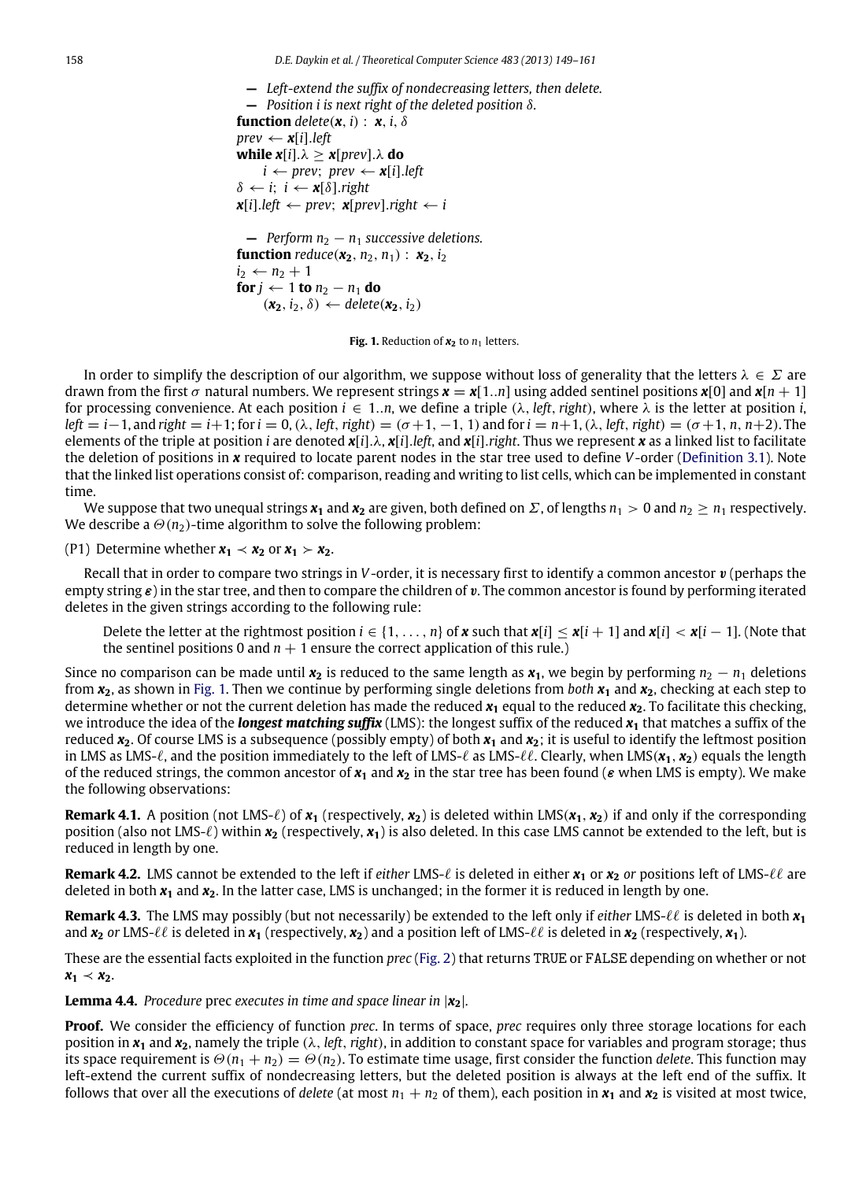```
— Left-extend the suffix of nondecreasing letters, then delete.
— Position i is next right of the deleted position δ.
function delete(x, i) : x, i, δ
prev ← x[i].left
while x[i].λ ≥ x[prev].λ do
    i ← prev;  prev ← x[i].left
δ ← i;  i ← x[δ].right
x[i].left ← prev;  x[prev].right ← i

— Perform n2 − n1 successive deletions.
function reduce(x2, n2, n1) : x2, i2
i2 ← n2 + 1
for j ← 1 to n2 − n1 do
    (x2, i2, δ) ← delete(x2, i2)
```

**Fig. 1.** Reduction of $\boldsymbol{x_2}$ to $n_1$ letters.

In order to simplify the description of our algorithm, we suppose without loss of generality that the letters $\lambda \in \Sigma$ are drawn from the first $\sigma$ natural numbers. We represent strings $\boldsymbol{x} = \boldsymbol{x}[1..n]$ using added sentinel positions $\boldsymbol{x}[0]$ and $\boldsymbol{x}[n+1]$ for processing convenience. At each position $i \in 1..n$, we define a triple $(\lambda, \mathit{left}, \mathit{right})$, where $\lambda$ is the letter at position $i$, $\mathit{left} = i-1$, and $\mathit{right} = i+1$; for $i = 0$, $(\lambda, \mathit{left}, \mathit{right}) = (\sigma+1, -1, 1)$ and for $i = n+1$, $(\lambda, \mathit{left}, \mathit{right}) = (\sigma+1, n, n+2)$. The elements of the triple at position $i$ are denoted $\boldsymbol{x}[i].\lambda$, $\boldsymbol{x}[i].\mathit{left}$, and $\boldsymbol{x}[i].\mathit{right}$. Thus we represent $\boldsymbol{x}$ as a linked list to facilitate the deletion of positions in $\boldsymbol{x}$ required to locate parent nodes in the star tree used to define $V$-order (Definition 3.1). Note that the linked list operations consist of: comparison, reading and writing to list cells, which can be implemented in constant time.

We suppose that two unequal strings $\boldsymbol{x_1}$ and $\boldsymbol{x_2}$ are given, both defined on $\Sigma$, of lengths $n_1 > 0$ and $n_2 \geq n_1$ respectively. We describe a $\Theta(n_2)$-time algorithm to solve the following problem:

(P1) Determine whether $\boldsymbol{x_1} \prec \boldsymbol{x_2}$ or $\boldsymbol{x_1} \succ \boldsymbol{x_2}$.

Recall that in order to compare two strings in $V$-order, it is necessary first to identify a common ancestor $\boldsymbol{v}$ (perhaps the empty string $\boldsymbol{\varepsilon}$) in the star tree, and then to compare the children of $\boldsymbol{v}$. The common ancestor is found by performing iterated deletes in the given strings according to the following rule:

> Delete the letter at the rightmost position $i \in \{1, \ldots, n\}$ of $\boldsymbol{x}$ such that $\boldsymbol{x}[i] \leq \boldsymbol{x}[i+1]$ and $\boldsymbol{x}[i] < \boldsymbol{x}[i-1]$. (Note that the sentinel positions 0 and $n+1$ ensure the correct application of this rule.)

Since no comparison can be made until $\boldsymbol{x_2}$ is reduced to the same length as $\boldsymbol{x_1}$, we begin by performing $n_2 - n_1$ deletions from $\boldsymbol{x_2}$, as shown in Fig. 1. Then we continue by performing single deletions from *both* $\boldsymbol{x_1}$ and $\boldsymbol{x_2}$, checking at each step to determine whether or not the current deletion has made the reduced $\boldsymbol{x_1}$ equal to the reduced $\boldsymbol{x_2}$. To facilitate this checking, we introduce the idea of the ***longest matching suffix*** (LMS): the longest suffix of the reduced $\boldsymbol{x_1}$ that matches a suffix of the reduced $\boldsymbol{x_2}$. Of course LMS is a subsequence (possibly empty) of both $\boldsymbol{x_1}$ and $\boldsymbol{x_2}$; it is useful to identify the leftmost position in LMS as LMS-$\ell$, and the position immediately to the left of LMS-$\ell$ as LMS-$\ell\ell$. Clearly, when LMS$(\boldsymbol{x_1}, \boldsymbol{x_2})$ equals the length of the reduced strings, the common ancestor of $\boldsymbol{x_1}$ and $\boldsymbol{x_2}$ in the star tree has been found ($\boldsymbol{\varepsilon}$ when LMS is empty). We make the following observations:

**Remark 4.1.** A position (not LMS-$\ell$) of $\boldsymbol{x_1}$ (respectively, $\boldsymbol{x_2}$) is deleted within LMS$(\boldsymbol{x_1}, \boldsymbol{x_2})$ if and only if the corresponding position (also not LMS-$\ell$) within $\boldsymbol{x_2}$ (respectively, $\boldsymbol{x_1}$) is also deleted. In this case LMS cannot be extended to the left, but is reduced in length by one.

**Remark 4.2.** LMS cannot be extended to the left if *either* LMS-$\ell$ is deleted in either $\boldsymbol{x_1}$ or $\boldsymbol{x_2}$ *or* positions left of LMS-$\ell\ell$ are deleted in both $\boldsymbol{x_1}$ and $\boldsymbol{x_2}$. In the latter case, LMS is unchanged; in the former it is reduced in length by one.

**Remark 4.3.** The LMS may possibly (but not necessarily) be extended to the left only if *either* LMS-$\ell\ell$ is deleted in both $\boldsymbol{x_1}$ and $\boldsymbol{x_2}$ *or* LMS-$\ell\ell$ is deleted in $\boldsymbol{x_1}$ (respectively, $\boldsymbol{x_2}$) and a position left of LMS-$\ell\ell$ is deleted in $\boldsymbol{x_2}$ (respectively, $\boldsymbol{x_1}$).

These are the essential facts exploited in the function *prec* (Fig. 2) that returns TRUE or FALSE depending on whether or not $\boldsymbol{x_1} \prec \boldsymbol{x_2}$.

**Lemma 4.4.** *Procedure* prec *executes in time and space linear in* $|\boldsymbol{x_2}|$.

**Proof.** We consider the efficiency of function *prec*. In terms of space, *prec* requires only three storage locations for each position in $\boldsymbol{x_1}$ and $\boldsymbol{x_2}$, namely the triple $(\lambda, \mathit{left}, \mathit{right})$, in addition to constant space for variables and program storage; thus its space requirement is $\Theta(n_1 + n_2) = \Theta(n_2)$. To estimate time usage, first consider the function *delete*. This function may left-extend the current suffix of nondecreasing letters, but the deleted position is always at the left end of the suffix. It follows that over all the executions of *delete* (at most $n_1 + n_2$ of them), each position in $\boldsymbol{x_1}$ and $\boldsymbol{x_2}$ is visited at most twice,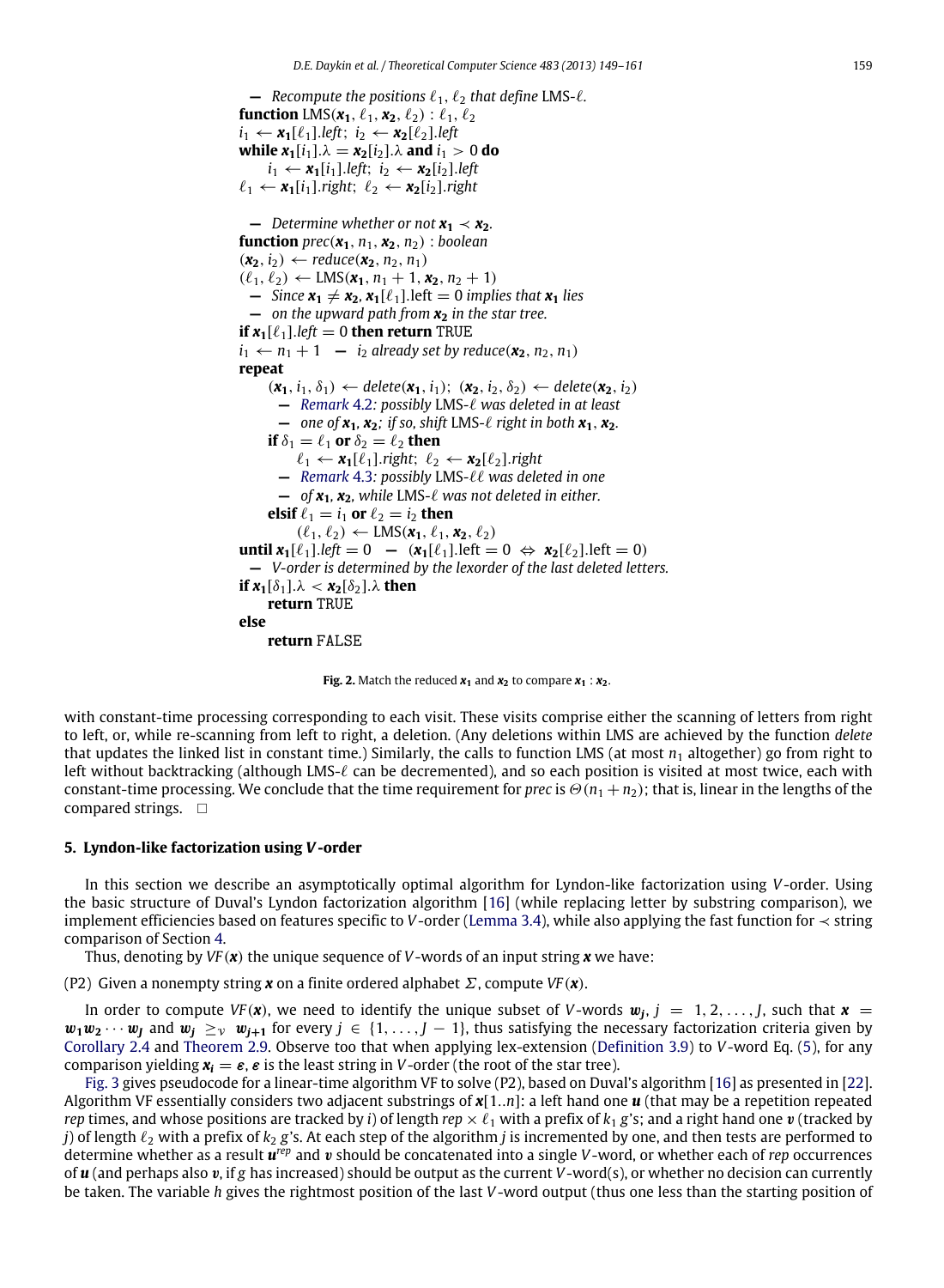```
— Recompute the positions ℓ1, ℓ2 that define LMS-ℓ.
function LMS(x1, ℓ1, x2, ℓ2) : ℓ1, ℓ2
i1 ← x1[ℓ1].left; i2 ← x2[ℓ2].left
while x1[i1].λ = x2[i2].λ and i1 > 0 do
    i1 ← x1[i1].left; i2 ← x2[i2].left
ℓ1 ← x1[i1].right; ℓ2 ← x2[i2].right

— Determine whether or not x1 ≺ x2.
function prec(x1, n1, x2, n2) : boolean
(x2, i2) ← reduce(x2, n2, n1)
(ℓ1, ℓ2) ← LMS(x1, n1 + 1, x2, n2 + 1)
  — Since x1 ≠ x2, x1[ℓ1].left = 0 implies that x1 lies
  — on the upward path from x2 in the star tree.
if x1[ℓ1].left = 0 then return TRUE
i1 ← n1 + 1  — i2 already set by reduce(x2, n2, n1)
repeat
    (x1, i1, δ1) ← delete(x1, i1); (x2, i2, δ2) ← delete(x2, i2)
    — Remark 4.2: possibly LMS-ℓ was deleted in at least
    — one of x1, x2; if so, shift LMS-ℓ right in both x1, x2.
    if δ1 = ℓ1 or δ2 = ℓ2 then
        ℓ1 ← x1[ℓ1].right; ℓ2 ← x2[ℓ2].right
    — Remark 4.3: possibly LMS-ℓℓ was deleted in one
    — of x1, x2, while LMS-ℓ was not deleted in either.
    elsif ℓ1 = i1 or ℓ2 = i2 then
        (ℓ1, ℓ2) ← LMS(x1, ℓ1, x2, ℓ2)
until x1[ℓ1].left = 0  — (x1[ℓ1].left = 0 ⇔ x2[ℓ2].left = 0)
  — V-order is determined by the lexorder of the last deleted letters.
if x1[δ1].λ < x2[δ2].λ then
    return TRUE
else
    return FALSE
```

**Fig. 2.** Match the reduced $\boldsymbol{x_1}$ and $\boldsymbol{x_2}$ to compare $\boldsymbol{x_1} : \boldsymbol{x_2}$.

with constant-time processing corresponding to each visit. These visits comprise either the scanning of letters from right to left, or, while re-scanning from left to right, a deletion. (Any deletions within LMS are achieved by the function *delete* that updates the linked list in constant time.) Similarly, the calls to function LMS (at most $n_1$ altogether) go from right to left without backtracking (although LMS-$\ell$ can be decremented), and so each position is visited at most twice, each with constant-time processing. We conclude that the time requirement for *prec* is $\Theta(n_1 + n_2)$; that is, linear in the lengths of the compared strings. $\square$

## 5. Lyndon-like factorization using *V*-order

In this section we describe an asymptotically optimal algorithm for Lyndon-like factorization using $V$-order. Using the basic structure of Duval's Lyndon factorization algorithm [16] (while replacing letter by substring comparison), we implement efficiencies based on features specific to $V$-order (Lemma 3.4), while also applying the fast function for $\prec$ string comparison of Section 4.

Thus, denoting by $VF(\boldsymbol{x})$ the unique sequence of $V$-words of an input string $\boldsymbol{x}$ we have:

(P2) Given a nonempty string $\boldsymbol{x}$ on a finite ordered alphabet $\Sigma$, compute $VF(\boldsymbol{x})$.

In order to compute $VF(\boldsymbol{x})$, we need to identify the unique subset of $V$-words $\boldsymbol{w_j}$, $j = 1, 2, \ldots, J$, such that $\boldsymbol{x} = \boldsymbol{w_1 w_2} \cdots \boldsymbol{w_J}$ and $\boldsymbol{w_j} \geq_V \boldsymbol{w_{j+1}}$ for every $j \in \{1, \ldots, J-1\}$, thus satisfying the necessary factorization criteria given by Corollary 2.4 and Theorem 2.9. Observe too that when applying lex-extension (Definition 3.9) to $V$-word Eq. (5), for any comparison yielding $\boldsymbol{x_i} = \boldsymbol{\varepsilon}$, $\boldsymbol{\varepsilon}$ is the least string in $V$-order (the root of the star tree).

Fig. 3 gives pseudocode for a linear-time algorithm VF to solve (P2), based on Duval's algorithm [16] as presented in [22]. Algorithm VF essentially considers two adjacent substrings of $\boldsymbol{x}[1..n]$: a left hand one $\boldsymbol{u}$ (that may be a repetition repeated *rep* times, and whose positions are tracked by $i$) of length $rep \times \ell_1$ with a prefix of $k_1$ $g$'s; and a right hand one $\boldsymbol{v}$ (tracked by $j$) of length $\ell_2$ with a prefix of $k_2$ $g$'s. At each step of the algorithm $j$ is incremented by one, and then tests are performed to determine whether as a result $\boldsymbol{u}^{rep}$ and $\boldsymbol{v}$ should be concatenated into a single $V$-word, or whether each of *rep* occurrences of $\boldsymbol{u}$ (and perhaps also $\boldsymbol{v}$, if $g$ has increased) should be output as the current $V$-word(s), or whether no decision can currently be taken. The variable $h$ gives the rightmost position of the last $V$-word output (thus one less than the starting position of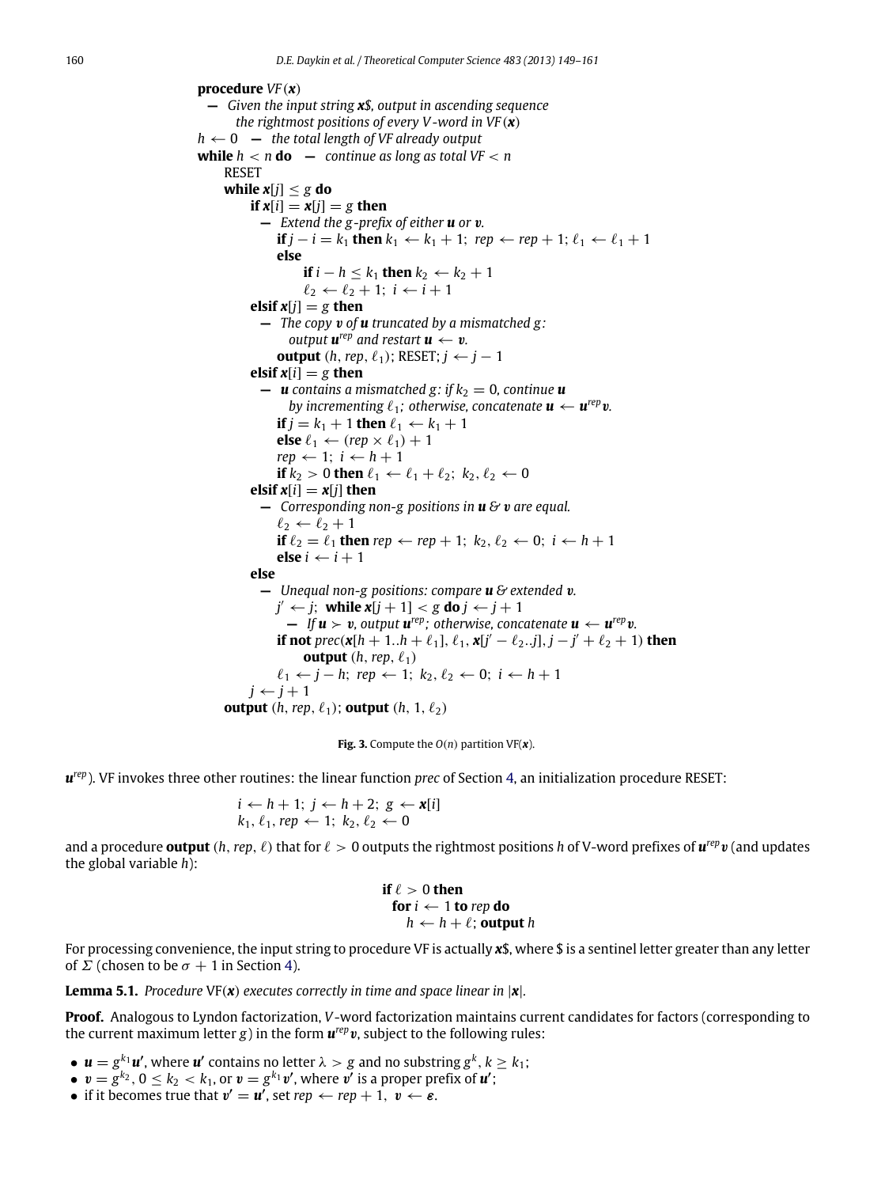```
procedure VF(x)
  — Given the input string x$, output in ascending sequence
      the rightmost positions of every V-word in VF(x)
h ← 0   — the total length of VF already output
while h < n do   — continue as long as total VF < n
    RESET
    while x[j] ≤ g do
        if x[i] = x[j] = g then
          — Extend the g-prefix of either u or v.
            if j − i = k1 then k1 ← k1 + 1;  rep ← rep + 1; ℓ1 ← ℓ1 + 1
            else
                if i − h ≤ k1 then k2 ← k2 + 1
                ℓ2 ← ℓ2 + 1;  i ← i + 1
        elsif x[j] = g then
          — The copy v of u truncated by a mismatched g:
              output u^rep and restart u ← v.
            output (h, rep, ℓ1); RESET; j ← j − 1
        elsif x[i] = g then
          — u contains a mismatched g: if k2 = 0, continue u
              by incrementing ℓ1; otherwise, concatenate u ← u^rep v.
            if j = k1 + 1 then ℓ1 ← k1 + 1
            else ℓ1 ← (rep × ℓ1) + 1
            rep ← 1;  i ← h + 1
            if k2 > 0 then ℓ1 ← ℓ1 + ℓ2;  k2, ℓ2 ← 0
        elsif x[i] = x[j] then
          — Corresponding non-g positions in u & v are equal.
            ℓ2 ← ℓ2 + 1
            if ℓ2 = ℓ1 then rep ← rep + 1;  k2, ℓ2 ← 0;  i ← h + 1
            else i ← i + 1
        else
          — Unequal non-g positions: compare u & extended v.
            j' ← j;  while x[j + 1] < g do j ← j + 1
              — If u ≻ v, output u^rep; otherwise, concatenate u ← u^rep v.
            if not prec(x[h + 1..h + ℓ1], ℓ1, x[j' − ℓ2..j], j − j' + ℓ2 + 1) then
                output (h, rep, ℓ1)
            ℓ1 ← j − h;  rep ← 1;  k2, ℓ2 ← 0;  i ← h + 1
        j ← j + 1
    output (h, rep, ℓ1); output (h, 1, ℓ2)
```

**Fig. 3.** Compute the $O(n)$ partition $\mathrm{VF}(\boldsymbol{x})$.

$\boldsymbol{u}^{rep}$). VF invokes three other routines: the linear function *prec* of Section 4, an initialization procedure RESET:

$$i \leftarrow h+1;\ j \leftarrow h+2;\ g \leftarrow \boldsymbol{x}[i]$$
$$k_1, \ell_1, rep \leftarrow 1;\ k_2, \ell_2 \leftarrow 0$$

and a procedure **output** $(h, rep, \ell)$ that for $\ell > 0$ outputs the rightmost positions $h$ of V-word prefixes of $\boldsymbol{u}^{rep}\boldsymbol{v}$ (and updates the global variable $h$):

```
if ℓ > 0 then
  for i ← 1 to rep do
    h ← h + ℓ; output h
```

For processing convenience, the input string to procedure VF is actually $\boldsymbol{x}\$$, where \$ is a sentinel letter greater than any letter of $\Sigma$ (chosen to be $\sigma + 1$ in Section 4).

**Lemma 5.1.** *Procedure* VF($\boldsymbol{x}$) *executes correctly in time and space linear in* $|\boldsymbol{x}|$.

**Proof.** Analogous to Lyndon factorization, *V*-word factorization maintains current candidates for factors (corresponding to the current maximum letter $g$) in the form $\boldsymbol{u}^{rep}\boldsymbol{v}$, subject to the following rules:

- $\boldsymbol{u} = g^{k_1}\boldsymbol{u}'$, where $\boldsymbol{u}'$ contains no letter $\lambda > g$ and no substring $g^k$, $k \geq k_1$;
- $\boldsymbol{v} = g^{k_2}$, $0 \leq k_2 < k_1$, or $\boldsymbol{v} = g^{k_1}\boldsymbol{v}'$, where $\boldsymbol{v}'$ is a proper prefix of $\boldsymbol{u}'$;
- if it becomes true that $\boldsymbol{v}' = \boldsymbol{u}'$, set $rep \leftarrow rep + 1$, $\boldsymbol{v} \leftarrow \boldsymbol{\varepsilon}$.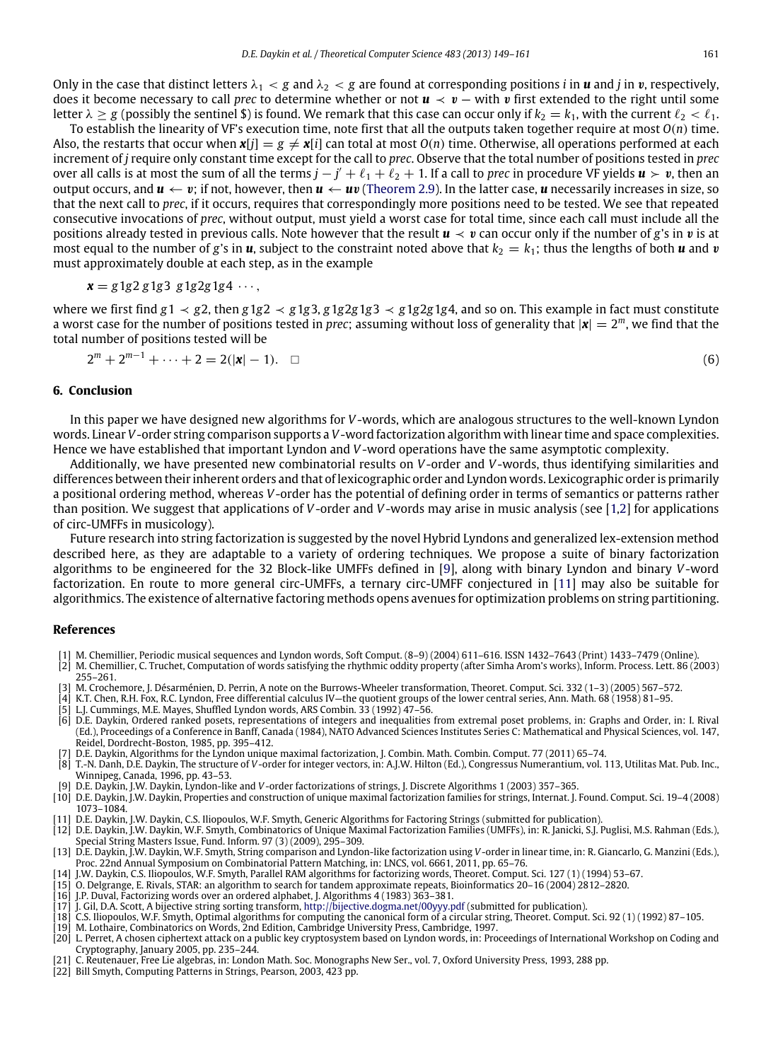Only in the case that distinct letters $\lambda_1 < g$ and $\lambda_2 < g$ are found at corresponding positions $i$ in $\boldsymbol{u}$ and $j$ in $\boldsymbol{v}$, respectively, does it become necessary to call *prec* to determine whether or not $\boldsymbol{u} \prec \boldsymbol{v}$ – with $\boldsymbol{v}$ first extended to the right until some letter $\lambda \geq g$ (possibly the sentinel \$) is found. We remark that this case can occur only if $k_2 = k_1$, with the current $\ell_2 < \ell_1$.

To establish the linearity of VF's execution time, note first that all the outputs taken together require at most $O(n)$ time. Also, the restarts that occur when $\boldsymbol{x}[j] = g \neq \boldsymbol{x}[i]$ can total at most $O(n)$ time. Otherwise, all operations performed at each increment of $j$ require only constant time except for the call to *prec*. Observe that the total number of positions tested in *prec* over all calls is at most the sum of all the terms $j - j' + \ell_1 + \ell_2 + 1$. If a call to *prec* in procedure VF yields $\boldsymbol{u} \succ \boldsymbol{v}$, then an output occurs, and $\boldsymbol{u} \leftarrow \boldsymbol{v}$; if not, however, then $\boldsymbol{u} \leftarrow \boldsymbol{uv}$ (Theorem 2.9). In the latter case, $\boldsymbol{u}$ necessarily increases in size, so that the next call to *prec*, if it occurs, requires that correspondingly more positions need to be tested. We see that repeated consecutive invocations of *prec*, without output, must yield a worst case for total time, since each call must include all the positions already tested in previous calls. Note however that the result $\boldsymbol{u} \prec \boldsymbol{v}$ can occur only if the number of $g$'s in $\boldsymbol{v}$ is at most equal to the number of $g$'s in $\boldsymbol{u}$, subject to the constraint noted above that $k_2 = k_1$; thus the lengths of both $\boldsymbol{u}$ and $\boldsymbol{v}$ must approximately double at each step, as in the example

$$\boldsymbol{x} = g1g2\,g1g3\;\;g1g2g1g4\;\cdots,$$

where we first find $g1 \prec g2$, then $g1g2 \prec g1g3$, $g1g2g1g3 \prec g1g2g1g4$, and so on. This example in fact must constitute a worst case for the number of positions tested in *prec*; assuming without loss of generality that $|\boldsymbol{x}| = 2^m$, we find that the total number of positions tested will be

$$2^m + 2^{m-1} + \cdots + 2 = 2(|\boldsymbol{x}| - 1). \quad \square \tag{6}$$

## 6. Conclusion

In this paper we have designed new algorithms for $V$-words, which are analogous structures to the well-known Lyndon words. Linear $V$-order string comparison supports a $V$-word factorization algorithm with linear time and space complexities. Hence we have established that important Lyndon and $V$-word operations have the same asymptotic complexity.

Additionally, we have presented new combinatorial results on $V$-order and $V$-words, thus identifying similarities and differences between their inherent orders and that of lexicographic order and Lyndon words. Lexicographic order is primarily a positional ordering method, whereas $V$-order has the potential of defining order in terms of semantics or patterns rather than position. We suggest that applications of $V$-order and $V$-words may arise in music analysis (see [1,2] for applications of circ-UMFFs in musicology).

Future research into string factorization is suggested by the novel Hybrid Lyndons and generalized lex-extension method described here, as they are adaptable to a variety of ordering techniques. We propose a suite of binary factorization algorithms to be engineered for the 32 Block-like UMFFs defined in [9], along with binary Lyndon and binary $V$-word factorization. En route to more general circ-UMFFs, a ternary circ-UMFF conjectured in [11] may also be suitable for algorithmics. The existence of alternative factoring methods opens avenues for optimization problems on string partitioning.

## References

[1] M. Chemillier, Periodic musical sequences and Lyndon words, Soft Comput. (8–9) (2004) 611–616. ISSN 1432-7643 (Print) 1433-7479 (Online).

[2] M. Chemillier, C. Truchet, Computation of words satisfying the rhythmic oddity property (after Simha Arom's works), Inform. Process. Lett. 86 (2003) 255–261.

[3] M. Crochemore, J. Désarménien, D. Perrin, A note on the Burrows-Wheeler transformation, Theoret. Comput. Sci. 332 (1–3) (2005) 567–572.

[4] K.T. Chen, R.H. Fox, R.C. Lyndon, Free differential calculus IV—the quotient groups of the lower central series, Ann. Math. 68 (1958) 81–95.

[5] L.J. Cummings, M.E. Mayes, Shuffled Lyndon words, ARS Combin. 33 (1992) 47–56.

[6] D.E. Daykin, Ordered ranked posets, representations of integers and inequalities from extremal poset problems, in: Graphs and Order, in: I. Rival (Ed.), Proceedings of a Conference in Banff, Canada (1984), NATO Advanced Sciences Institutes Series C: Mathematical and Physical Sciences, vol. 147, Reidel, Dordrecht-Boston, 1985, pp. 395–412.

[7] D.E. Daykin, Algorithms for the Lyndon unique maximal factorization, J. Combin. Math. Combin. Comput. 77 (2011) 65–74.

[8] T.-N. Danh, D.E. Daykin, The structure of $V$-order for integer vectors, in: A.J.W. Hilton (Ed.), Congressus Numerantium, vol. 113, Utilitas Mat. Pub. Inc., Winnipeg, Canada, 1996, pp. 43–53.

[9] D.E. Daykin, J.W. Daykin, Lyndon-like and $V$-order factorizations of strings, J. Discrete Algorithms 1 (2003) 357–365.

[10] D.E. Daykin, J.W. Daykin, Properties and construction of unique maximal factorization families for strings, Internat. J. Found. Comput. Sci. 19–4 (2008) 1073–1084.

[11] D.E. Daykin, J.W. Daykin, C.S. Iliopoulos, W.F. Smyth, Generic Algorithms for Factoring Strings (submitted for publication).

[12] D.E. Daykin, J.W. Daykin, W.F. Smyth, Combinatorics of Unique Maximal Factorization Families (UMFFs), in: R. Janicki, S.J. Puglisi, M.S. Rahman (Eds.), Special String Masters Issue, Fund. Inform. 97 (3) (2009), 295–309.

[13] D.E. Daykin, J.W. Daykin, W.F. Smyth, String comparison and Lyndon-like factorization using $V$-order in linear time, in: R. Giancarlo, G. Manzini (Eds.), Proc. 22nd Annual Symposium on Combinatorial Pattern Matching, in: LNCS, vol. 6661, 2011, pp. 65–76.

[14] J.W. Daykin, C.S. Iliopoulos, W.F. Smyth, Parallel RAM algorithms for factorizing words, Theoret. Comput. Sci. 127 (1) (1994) 53–67.

[15] O. Delgrange, E. Rivals, STAR: an algorithm to search for tandem approximate repeats, Bioinformatics 20–16 (2004) 2812–2820.

[16] J.P. Duval, Factorizing words over an ordered alphabet, J. Algorithms 4 (1983) 363–381.

[17] J. Gil, D.A. Scott, A bijective string sorting transform, http://bijective.dogma.net/00yyy.pdf (submitted for publication).

[18] C.S. Iliopoulos, W.F. Smyth, Optimal algorithms for computing the canonical form of a circular string, Theoret. Comput. Sci. 92 (1) (1992) 87–105.

[19] M. Lothaire, Combinatorics on Words, 2nd Edition, Cambridge University Press, Cambridge, 1997.

[20] L. Perret, A chosen ciphertext attack on a public key cryptosystem based on Lyndon words, in: Proceedings of International Workshop on Coding and Cryptography, January 2005, pp. 235–244.

[21] C. Reutenauer, Free Lie algebras, in: London Math. Soc. Monographs New Ser., vol. 7, Oxford University Press, 1993, 288 pp.

[22] Bill Smyth, Computing Patterns in Strings, Pearson, 2003, 423 pp.